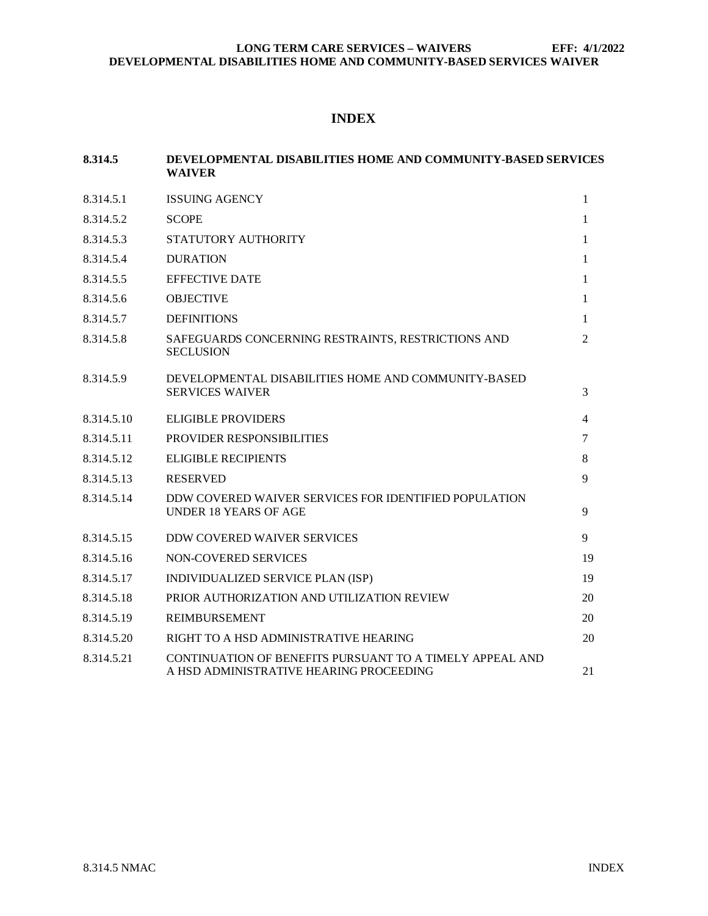# INDEX

| | | |
|---|---|---|
| **8.314.5** | **DEVELOPMENTAL DISABILITIES HOME AND COMMUNITY-BASED SERVICES WAIVER** | |
| 8.314.5.1 | ISSUING AGENCY | 1 |
| 8.314.5.2 | SCOPE | 1 |
| 8.314.5.3 | STATUTORY AUTHORITY | 1 |
| 8.314.5.4 | DURATION | 1 |
| 8.314.5.5 | EFFECTIVE DATE | 1 |
| 8.314.5.6 | OBJECTIVE | 1 |
| 8.314.5.7 | DEFINITIONS | 1 |
| 8.314.5.8 | SAFEGUARDS CONCERNING RESTRAINTS, RESTRICTIONS AND SECLUSION | 2 |
| 8.314.5.9 | DEVELOPMENTAL DISABILITIES HOME AND COMMUNITY-BASED SERVICES WAIVER | 3 |
| 8.314.5.10 | ELIGIBLE PROVIDERS | 4 |
| 8.314.5.11 | PROVIDER RESPONSIBILITIES | 7 |
| 8.314.5.12 | ELIGIBLE RECIPIENTS | 8 |
| 8.314.5.13 | RESERVED | 9 |
| 8.314.5.14 | DDW COVERED WAIVER SERVICES FOR IDENTIFIED POPULATION UNDER 18 YEARS OF AGE | 9 |
| 8.314.5.15 | DDW COVERED WAIVER SERVICES | 9 |
| 8.314.5.16 | NON-COVERED SERVICES | 19 |
| 8.314.5.17 | INDIVIDUALIZED SERVICE PLAN (ISP) | 19 |
| 8.314.5.18 | PRIOR AUTHORIZATION AND UTILIZATION REVIEW | 20 |
| 8.314.5.19 | REIMBURSEMENT | 20 |
| 8.314.5.20 | RIGHT TO A HSD ADMINISTRATIVE HEARING | 20 |
| 8.314.5.21 | CONTINUATION OF BENEFITS PURSUANT TO A TIMELY APPEAL AND A HSD ADMINISTRATIVE HEARING PROCEEDING | 21 |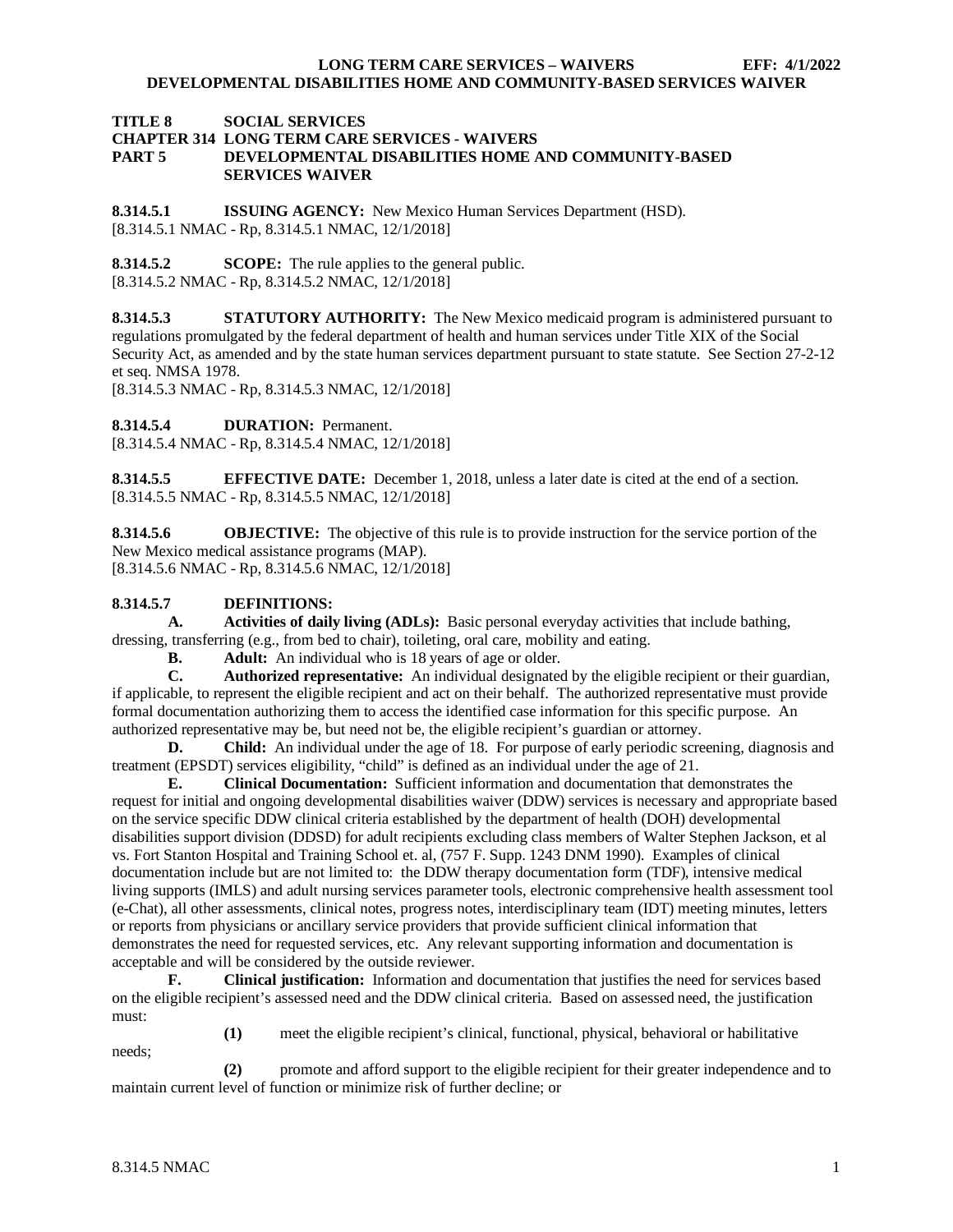**TITLE 8 SOCIAL SERVICES**
**CHAPTER 314 LONG TERM CARE SERVICES - WAIVERS**
**PART 5 DEVELOPMENTAL DISABILITIES HOME AND COMMUNITY-BASED SERVICES WAIVER**

**8.314.5.1 ISSUING AGENCY:** New Mexico Human Services Department (HSD).
[8.314.5.1 NMAC - Rp, 8.314.5.1 NMAC, 12/1/2018]

**8.314.5.2 SCOPE:** The rule applies to the general public.
[8.314.5.2 NMAC - Rp, 8.314.5.2 NMAC, 12/1/2018]

**8.314.5.3 STATUTORY AUTHORITY:** The New Mexico medicaid program is administered pursuant to regulations promulgated by the federal department of health and human services under Title XIX of the Social Security Act, as amended and by the state human services department pursuant to state statute. See Section 27-2-12 et seq. NMSA 1978.
[8.314.5.3 NMAC - Rp, 8.314.5.3 NMAC, 12/1/2018]

**8.314.5.4 DURATION:** Permanent.
[8.314.5.4 NMAC - Rp, 8.314.5.4 NMAC, 12/1/2018]

**8.314.5.5 EFFECTIVE DATE:** December 1, 2018, unless a later date is cited at the end of a section.
[8.314.5.5 NMAC - Rp, 8.314.5.5 NMAC, 12/1/2018]

**8.314.5.6 OBJECTIVE:** The objective of this rule is to provide instruction for the service portion of the New Mexico medical assistance programs (MAP).
[8.314.5.6 NMAC - Rp, 8.314.5.6 NMAC, 12/1/2018]

**8.314.5.7 DEFINITIONS:**

**A. Activities of daily living (ADLs):** Basic personal everyday activities that include bathing, dressing, transferring (e.g., from bed to chair), toileting, oral care, mobility and eating.

**B. Adult:** An individual who is 18 years of age or older.

**C. Authorized representative:** An individual designated by the eligible recipient or their guardian, if applicable, to represent the eligible recipient and act on their behalf. The authorized representative must provide formal documentation authorizing them to access the identified case information for this specific purpose. An authorized representative may be, but need not be, the eligible recipient's guardian or attorney.

**D. Child:** An individual under the age of 18. For purpose of early periodic screening, diagnosis and treatment (EPSDT) services eligibility, "child" is defined as an individual under the age of 21.

**E. Clinical Documentation:** Sufficient information and documentation that demonstrates the request for initial and ongoing developmental disabilities waiver (DDW) services is necessary and appropriate based on the service specific DDW clinical criteria established by the department of health (DOH) developmental disabilities support division (DDSD) for adult recipients excluding class members of Walter Stephen Jackson, et al vs. Fort Stanton Hospital and Training School et. al, (757 F. Supp. 1243 DNM 1990). Examples of clinical documentation include but are not limited to: the DDW therapy documentation form (TDF), intensive medical living supports (IMLS) and adult nursing services parameter tools, electronic comprehensive health assessment tool (e-Chat), all other assessments, clinical notes, progress notes, interdisciplinary team (IDT) meeting minutes, letters or reports from physicians or ancillary service providers that provide sufficient clinical information that demonstrates the need for requested services, etc. Any relevant supporting information and documentation is acceptable and will be considered by the outside reviewer.

**F. Clinical justification:** Information and documentation that justifies the need for services based on the eligible recipient's assessed need and the DDW clinical criteria. Based on assessed need, the justification must:

**(1)** meet the eligible recipient's clinical, functional, physical, behavioral or habilitative needs;

**(2)** promote and afford support to the eligible recipient for their greater independence and to maintain current level of function or minimize risk of further decline; or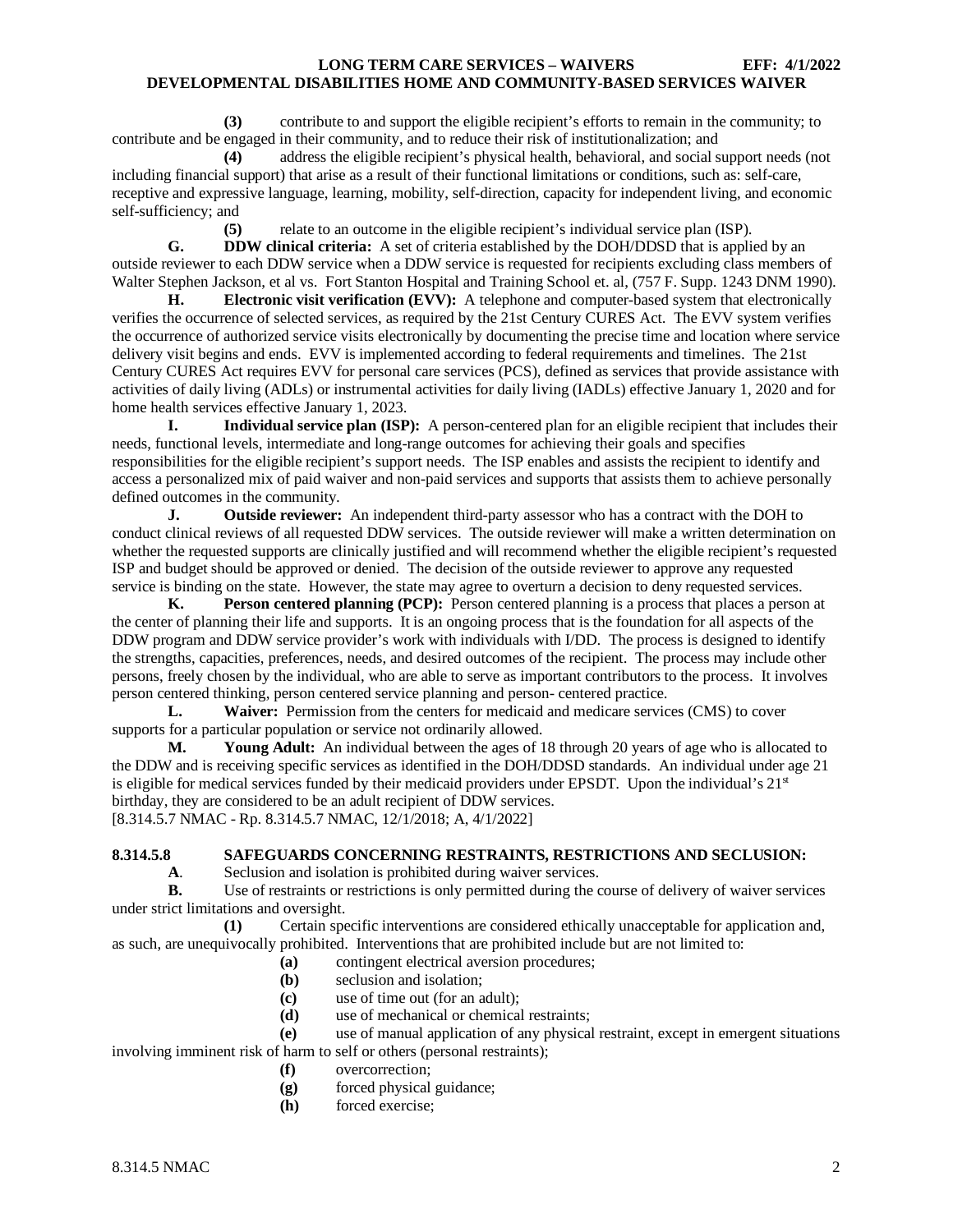**(3)** contribute to and support the eligible recipient's efforts to remain in the community; to contribute and be engaged in their community, and to reduce their risk of institutionalization; and

**(4)** address the eligible recipient's physical health, behavioral, and social support needs (not including financial support) that arise as a result of their functional limitations or conditions, such as: self-care, receptive and expressive language, learning, mobility, self-direction, capacity for independent living, and economic self-sufficiency; and

**(5)** relate to an outcome in the eligible recipient's individual service plan (ISP).

**G. DDW clinical criteria:** A set of criteria established by the DOH/DDSD that is applied by an outside reviewer to each DDW service when a DDW service is requested for recipients excluding class members of Walter Stephen Jackson, et al vs. Fort Stanton Hospital and Training School et. al, (757 F. Supp. 1243 DNM 1990).

**H. Electronic visit verification (EVV):** A telephone and computer-based system that electronically verifies the occurrence of selected services, as required by the 21st Century CURES Act. The EVV system verifies the occurrence of authorized service visits electronically by documenting the precise time and location where service delivery visit begins and ends. EVV is implemented according to federal requirements and timelines. The 21st Century CURES Act requires EVV for personal care services (PCS), defined as services that provide assistance with activities of daily living (ADLs) or instrumental activities for daily living (IADLs) effective January 1, 2020 and for home health services effective January 1, 2023.

**I. Individual service plan (ISP):** A person-centered plan for an eligible recipient that includes their needs, functional levels, intermediate and long-range outcomes for achieving their goals and specifies responsibilities for the eligible recipient's support needs. The ISP enables and assists the recipient to identify and access a personalized mix of paid waiver and non-paid services and supports that assists them to achieve personally defined outcomes in the community.

**J. Outside reviewer:** An independent third-party assessor who has a contract with the DOH to conduct clinical reviews of all requested DDW services. The outside reviewer will make a written determination on whether the requested supports are clinically justified and will recommend whether the eligible recipient's requested ISP and budget should be approved or denied. The decision of the outside reviewer to approve any requested service is binding on the state. However, the state may agree to overturn a decision to deny requested services.

**K. Person centered planning (PCP):** Person centered planning is a process that places a person at the center of planning their life and supports. It is an ongoing process that is the foundation for all aspects of the DDW program and DDW service provider's work with individuals with I/DD. The process is designed to identify the strengths, capacities, preferences, needs, and desired outcomes of the recipient. The process may include other persons, freely chosen by the individual, who are able to serve as important contributors to the process. It involves person centered thinking, person centered service planning and person- centered practice.

**L. Waiver:** Permission from the centers for medicaid and medicare services (CMS) to cover supports for a particular population or service not ordinarily allowed.

**M. Young Adult:** An individual between the ages of 18 through 20 years of age who is allocated to the DDW and is receiving specific services as identified in the DOH/DDSD standards. An individual under age 21 is eligible for medical services funded by their medicaid providers under EPSDT. Upon the individual's 21st birthday, they are considered to be an adult recipient of DDW services.

[8.314.5.7 NMAC - Rp. 8.314.5.7 NMAC, 12/1/2018; A, 4/1/2022]

**8.314.5.8 SAFEGUARDS CONCERNING RESTRAINTS, RESTRICTIONS AND SECLUSION:**

**A**. Seclusion and isolation is prohibited during waiver services.

**B.** Use of restraints or restrictions is only permitted during the course of delivery of waiver services under strict limitations and oversight.

**(1)** Certain specific interventions are considered ethically unacceptable for application and, as such, are unequivocally prohibited. Interventions that are prohibited include but are not limited to:

**(a)** contingent electrical aversion procedures;

**(b)** seclusion and isolation;

**(c)** use of time out (for an adult);

**(d)** use of mechanical or chemical restraints;

**(e)** use of manual application of any physical restraint, except in emergent situations involving imminent risk of harm to self or others (personal restraints);

**(f)** overcorrection;

**(g)** forced physical guidance;

**(h)** forced exercise;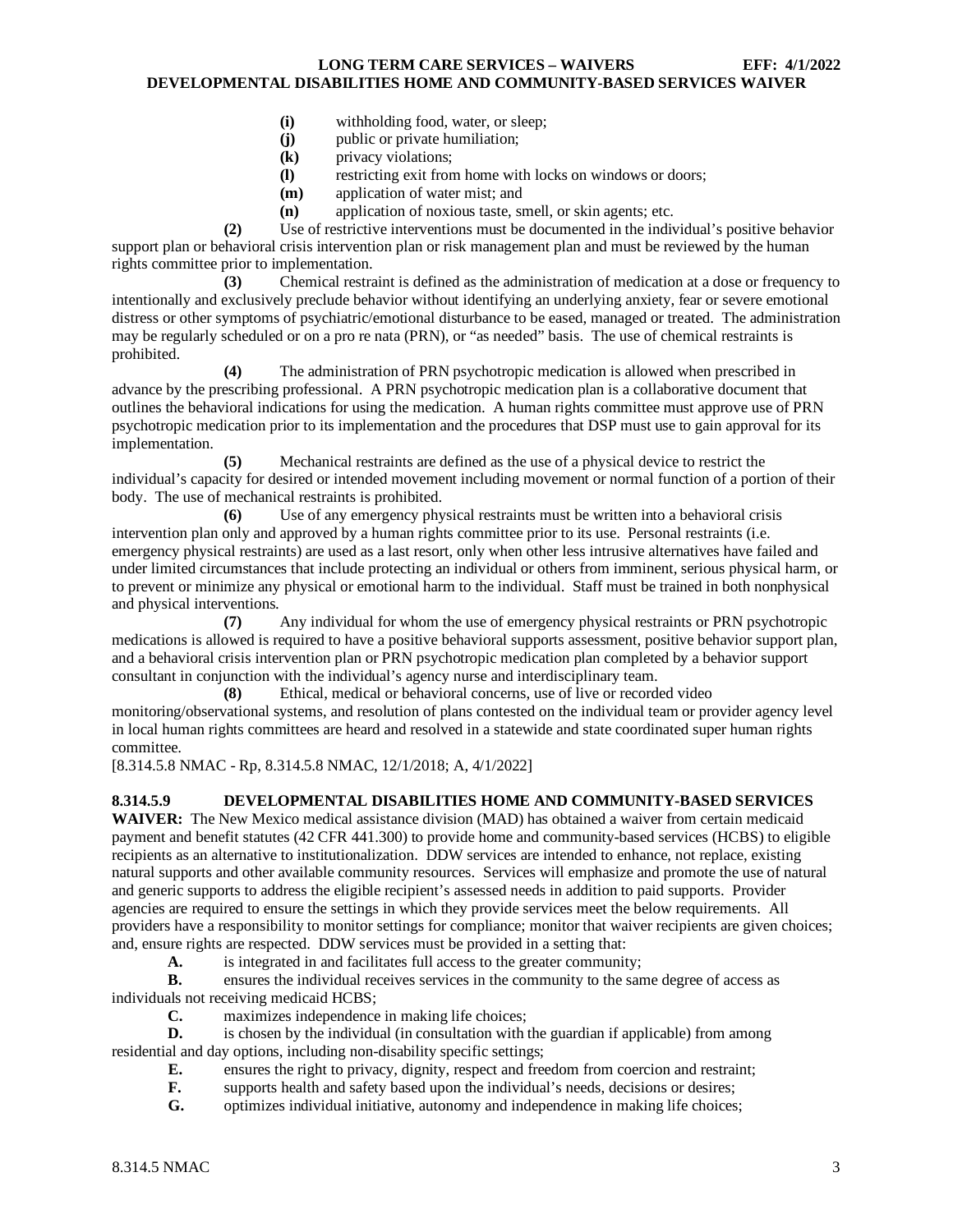**(i)** withholding food, water, or sleep;

**(j)** public or private humiliation;

**(k)** privacy violations;

**(l)** restricting exit from home with locks on windows or doors;

**(m)** application of water mist; and

**(n)** application of noxious taste, smell, or skin agents; etc.

**(2)** Use of restrictive interventions must be documented in the individual's positive behavior support plan or behavioral crisis intervention plan or risk management plan and must be reviewed by the human rights committee prior to implementation.

**(3)** Chemical restraint is defined as the administration of medication at a dose or frequency to intentionally and exclusively preclude behavior without identifying an underlying anxiety, fear or severe emotional distress or other symptoms of psychiatric/emotional disturbance to be eased, managed or treated. The administration may be regularly scheduled or on a pro re nata (PRN), or "as needed" basis. The use of chemical restraints is prohibited.

**(4)** The administration of PRN psychotropic medication is allowed when prescribed in advance by the prescribing professional. A PRN psychotropic medication plan is a collaborative document that outlines the behavioral indications for using the medication. A human rights committee must approve use of PRN psychotropic medication prior to its implementation and the procedures that DSP must use to gain approval for its implementation.

**(5)** Mechanical restraints are defined as the use of a physical device to restrict the individual's capacity for desired or intended movement including movement or normal function of a portion of their body. The use of mechanical restraints is prohibited.

**(6)** Use of any emergency physical restraints must be written into a behavioral crisis intervention plan only and approved by a human rights committee prior to its use. Personal restraints (i.e. emergency physical restraints) are used as a last resort, only when other less intrusive alternatives have failed and under limited circumstances that include protecting an individual or others from imminent, serious physical harm, or to prevent or minimize any physical or emotional harm to the individual. Staff must be trained in both nonphysical and physical interventions.

**(7)** Any individual for whom the use of emergency physical restraints or PRN psychotropic medications is allowed is required to have a positive behavioral supports assessment, positive behavior support plan, and a behavioral crisis intervention plan or PRN psychotropic medication plan completed by a behavior support consultant in conjunction with the individual's agency nurse and interdisciplinary team.

**(8)** Ethical, medical or behavioral concerns, use of live or recorded video monitoring/observational systems, and resolution of plans contested on the individual team or provider agency level in local human rights committees are heard and resolved in a statewide and state coordinated super human rights committee.

[8.314.5.8 NMAC - Rp, 8.314.5.8 NMAC, 12/1/2018; A, 4/1/2022]

**8.314.5.9 DEVELOPMENTAL DISABILITIES HOME AND COMMUNITY-BASED SERVICES WAIVER:** The New Mexico medical assistance division (MAD) has obtained a waiver from certain medicaid payment and benefit statutes (42 CFR 441.300) to provide home and community-based services (HCBS) to eligible recipients as an alternative to institutionalization. DDW services are intended to enhance, not replace, existing natural supports and other available community resources. Services will emphasize and promote the use of natural and generic supports to address the eligible recipient's assessed needs in addition to paid supports. Provider agencies are required to ensure the settings in which they provide services meet the below requirements. All providers have a responsibility to monitor settings for compliance; monitor that waiver recipients are given choices; and, ensure rights are respected. DDW services must be provided in a setting that:

**A.** is integrated in and facilitates full access to the greater community;

**B.** ensures the individual receives services in the community to the same degree of access as individuals not receiving medicaid HCBS;

**C.** maximizes independence in making life choices;

**D.** is chosen by the individual (in consultation with the guardian if applicable) from among residential and day options, including non-disability specific settings;

**E.** ensures the right to privacy, dignity, respect and freedom from coercion and restraint;

**F.** supports health and safety based upon the individual's needs, decisions or desires;

**G.** optimizes individual initiative, autonomy and independence in making life choices;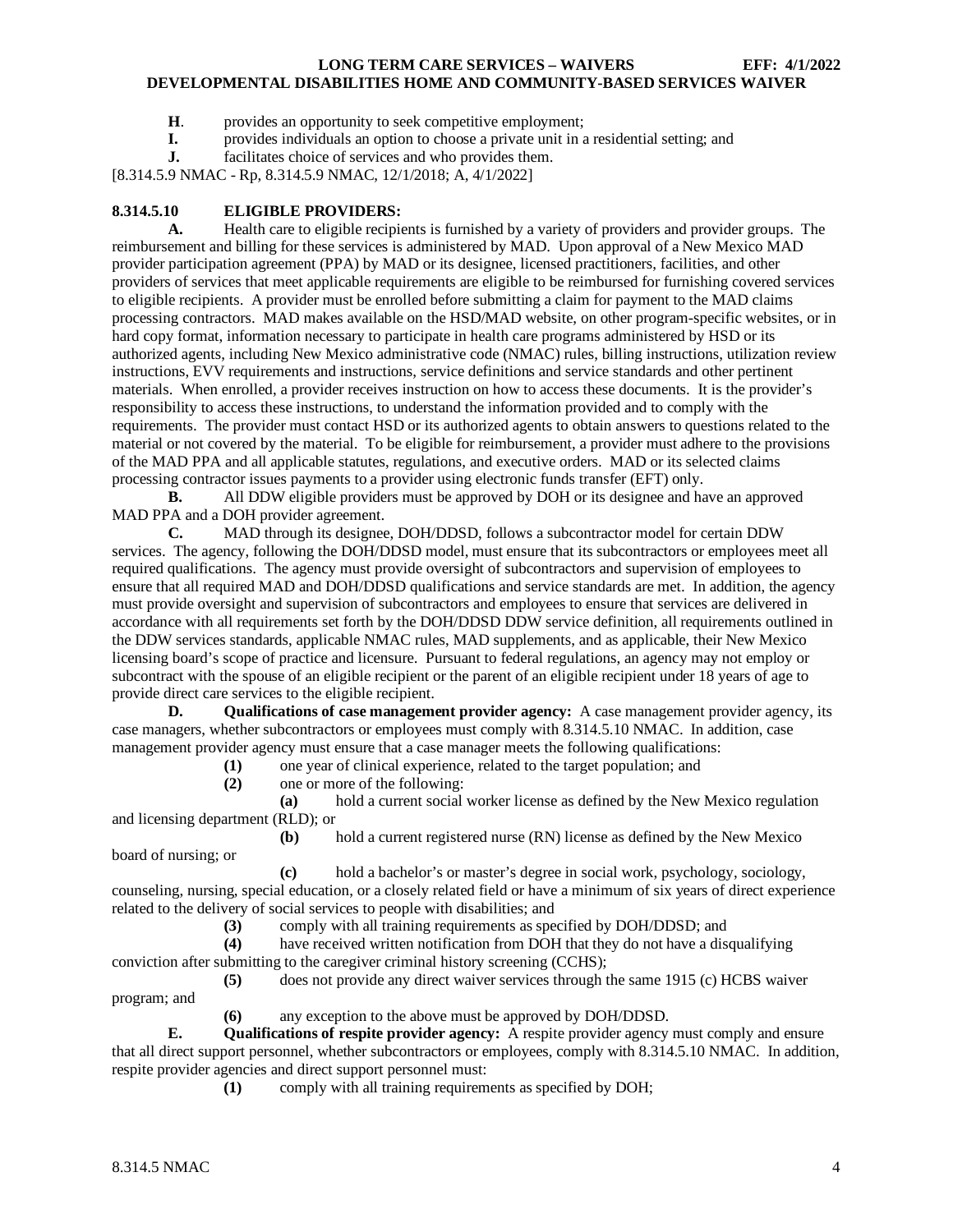**H**. provides an opportunity to seek competitive employment;

**I.** provides individuals an option to choose a private unit in a residential setting; and

**J.** facilitates choice of services and who provides them.

[8.314.5.9 NMAC - Rp, 8.314.5.9 NMAC, 12/1/2018; A, 4/1/2022]

**8.314.5.10 ELIGIBLE PROVIDERS:**

**A.** Health care to eligible recipients is furnished by a variety of providers and provider groups. The reimbursement and billing for these services is administered by MAD. Upon approval of a New Mexico MAD provider participation agreement (PPA) by MAD or its designee, licensed practitioners, facilities, and other providers of services that meet applicable requirements are eligible to be reimbursed for furnishing covered services to eligible recipients. A provider must be enrolled before submitting a claim for payment to the MAD claims processing contractors. MAD makes available on the HSD/MAD website, on other program-specific websites, or in hard copy format, information necessary to participate in health care programs administered by HSD or its authorized agents, including New Mexico administrative code (NMAC) rules, billing instructions, utilization review instructions, EVV requirements and instructions, service definitions and service standards and other pertinent materials. When enrolled, a provider receives instruction on how to access these documents. It is the provider's responsibility to access these instructions, to understand the information provided and to comply with the requirements. The provider must contact HSD or its authorized agents to obtain answers to questions related to the material or not covered by the material. To be eligible for reimbursement, a provider must adhere to the provisions of the MAD PPA and all applicable statutes, regulations, and executive orders. MAD or its selected claims processing contractor issues payments to a provider using electronic funds transfer (EFT) only.

**B.** All DDW eligible providers must be approved by DOH or its designee and have an approved MAD PPA and a DOH provider agreement.

**C.** MAD through its designee, DOH/DDSD, follows a subcontractor model for certain DDW services. The agency, following the DOH/DDSD model, must ensure that its subcontractors or employees meet all required qualifications. The agency must provide oversight of subcontractors and supervision of employees to ensure that all required MAD and DOH/DDSD qualifications and service standards are met. In addition, the agency must provide oversight and supervision of subcontractors and employees to ensure that services are delivered in accordance with all requirements set forth by the DOH/DDSD DDW service definition, all requirements outlined in the DDW services standards, applicable NMAC rules, MAD supplements, and as applicable, their New Mexico licensing board's scope of practice and licensure. Pursuant to federal regulations, an agency may not employ or subcontract with the spouse of an eligible recipient or the parent of an eligible recipient under 18 years of age to provide direct care services to the eligible recipient.

**D. Qualifications of case management provider agency:** A case management provider agency, its case managers, whether subcontractors or employees must comply with 8.314.5.10 NMAC. In addition, case management provider agency must ensure that a case manager meets the following qualifications:

**(1)** one year of clinical experience, related to the target population; and

**(2)** one or more of the following:

**(a)** hold a current social worker license as defined by the New Mexico regulation and licensing department (RLD); or

**(b)** hold a current registered nurse (RN) license as defined by the New Mexico board of nursing; or

**(c)** hold a bachelor's or master's degree in social work, psychology, sociology, counseling, nursing, special education, or a closely related field or have a minimum of six years of direct experience related to the delivery of social services to people with disabilities; and

**(3)** comply with all training requirements as specified by DOH/DDSD; and

**(4)** have received written notification from DOH that they do not have a disqualifying conviction after submitting to the caregiver criminal history screening (CCHS);

**(5)** does not provide any direct waiver services through the same 1915 (c) HCBS waiver program; and

**(6)** any exception to the above must be approved by DOH/DDSD.

**E. Qualifications of respite provider agency:** A respite provider agency must comply and ensure that all direct support personnel, whether subcontractors or employees, comply with 8.314.5.10 NMAC. In addition, respite provider agencies and direct support personnel must:

**(1)** comply with all training requirements as specified by DOH;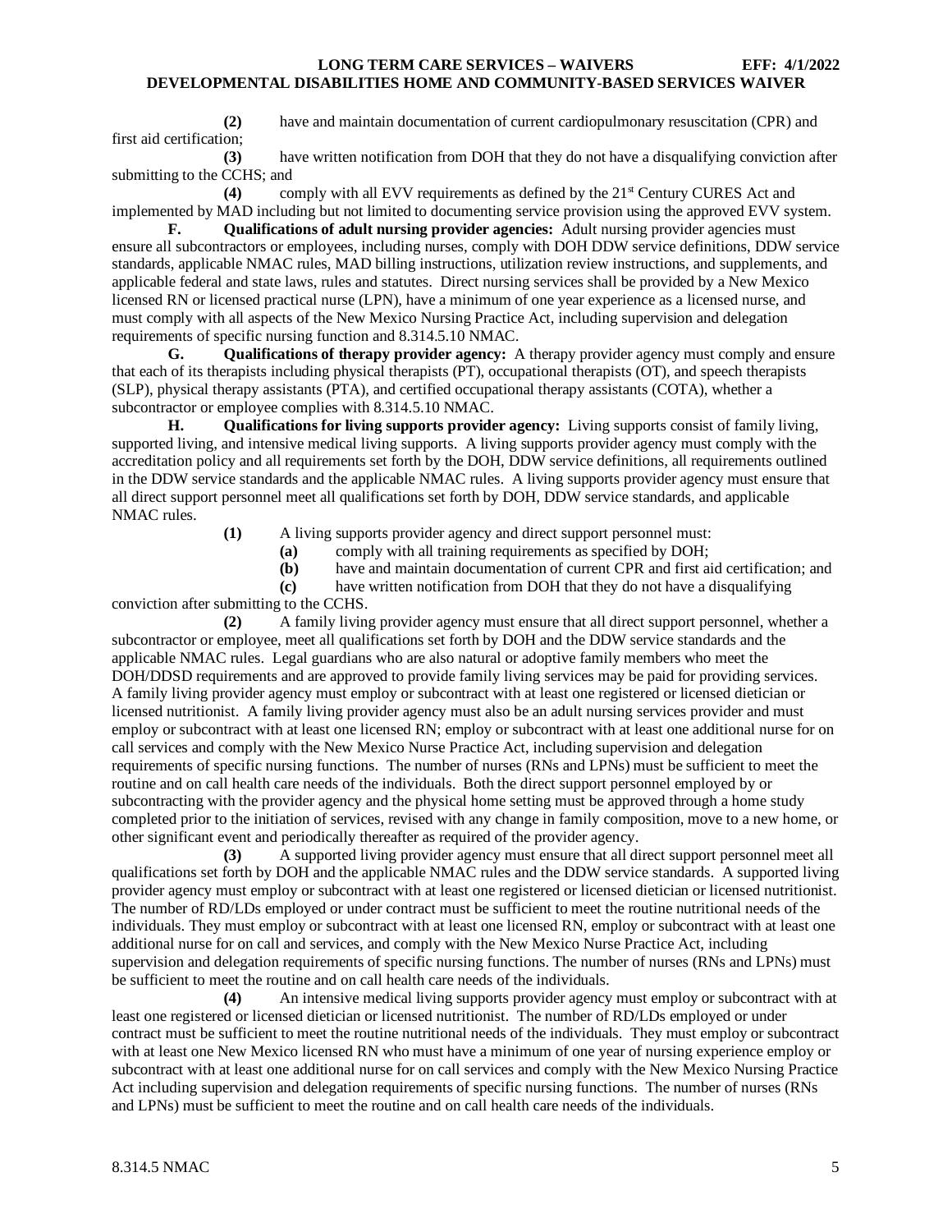**(2)** have and maintain documentation of current cardiopulmonary resuscitation (CPR) and first aid certification;

**(3)** have written notification from DOH that they do not have a disqualifying conviction after submitting to the CCHS; and

**(4)** comply with all EVV requirements as defined by the 21st Century CURES Act and implemented by MAD including but not limited to documenting service provision using the approved EVV system.

**F. Qualifications of adult nursing provider agencies:** Adult nursing provider agencies must ensure all subcontractors or employees, including nurses, comply with DOH DDW service definitions, DDW service standards, applicable NMAC rules, MAD billing instructions, utilization review instructions, and supplements, and applicable federal and state laws, rules and statutes. Direct nursing services shall be provided by a New Mexico licensed RN or licensed practical nurse (LPN), have a minimum of one year experience as a licensed nurse, and must comply with all aspects of the New Mexico Nursing Practice Act, including supervision and delegation requirements of specific nursing function and 8.314.5.10 NMAC.

**G. Qualifications of therapy provider agency:** A therapy provider agency must comply and ensure that each of its therapists including physical therapists (PT), occupational therapists (OT), and speech therapists (SLP), physical therapy assistants (PTA), and certified occupational therapy assistants (COTA), whether a subcontractor or employee complies with 8.314.5.10 NMAC.

**H. Qualifications for living supports provider agency:** Living supports consist of family living, supported living, and intensive medical living supports. A living supports provider agency must comply with the accreditation policy and all requirements set forth by the DOH, DDW service definitions, all requirements outlined in the DDW service standards and the applicable NMAC rules. A living supports provider agency must ensure that all direct support personnel meet all qualifications set forth by DOH, DDW service standards, and applicable NMAC rules.

**(1)** A living supports provider agency and direct support personnel must:

**(a)** comply with all training requirements as specified by DOH;

**(b)** have and maintain documentation of current CPR and first aid certification; and

**(c)** have written notification from DOH that they do not have a disqualifying conviction after submitting to the CCHS.

**(2)** A family living provider agency must ensure that all direct support personnel, whether a subcontractor or employee, meet all qualifications set forth by DOH and the DDW service standards and the applicable NMAC rules. Legal guardians who are also natural or adoptive family members who meet the DOH/DDSD requirements and are approved to provide family living services may be paid for providing services. A family living provider agency must employ or subcontract with at least one registered or licensed dietician or licensed nutritionist. A family living provider agency must also be an adult nursing services provider and must employ or subcontract with at least one licensed RN; employ or subcontract with at least one additional nurse for on call services and comply with the New Mexico Nurse Practice Act, including supervision and delegation requirements of specific nursing functions. The number of nurses (RNs and LPNs) must be sufficient to meet the routine and on call health care needs of the individuals. Both the direct support personnel employed by or subcontracting with the provider agency and the physical home setting must be approved through a home study completed prior to the initiation of services, revised with any change in family composition, move to a new home, or other significant event and periodically thereafter as required of the provider agency.

**(3)** A supported living provider agency must ensure that all direct support personnel meet all qualifications set forth by DOH and the applicable NMAC rules and the DDW service standards. A supported living provider agency must employ or subcontract with at least one registered or licensed dietician or licensed nutritionist. The number of RD/LDs employed or under contract must be sufficient to meet the routine nutritional needs of the individuals. They must employ or subcontract with at least one licensed RN, employ or subcontract with at least one additional nurse for on call and services, and comply with the New Mexico Nurse Practice Act, including supervision and delegation requirements of specific nursing functions. The number of nurses (RNs and LPNs) must be sufficient to meet the routine and on call health care needs of the individuals.

**(4)** An intensive medical living supports provider agency must employ or subcontract with at least one registered or licensed dietician or licensed nutritionist. The number of RD/LDs employed or under contract must be sufficient to meet the routine nutritional needs of the individuals. They must employ or subcontract with at least one New Mexico licensed RN who must have a minimum of one year of nursing experience employ or subcontract with at least one additional nurse for on call services and comply with the New Mexico Nursing Practice Act including supervision and delegation requirements of specific nursing functions. The number of nurses (RNs and LPNs) must be sufficient to meet the routine and on call health care needs of the individuals.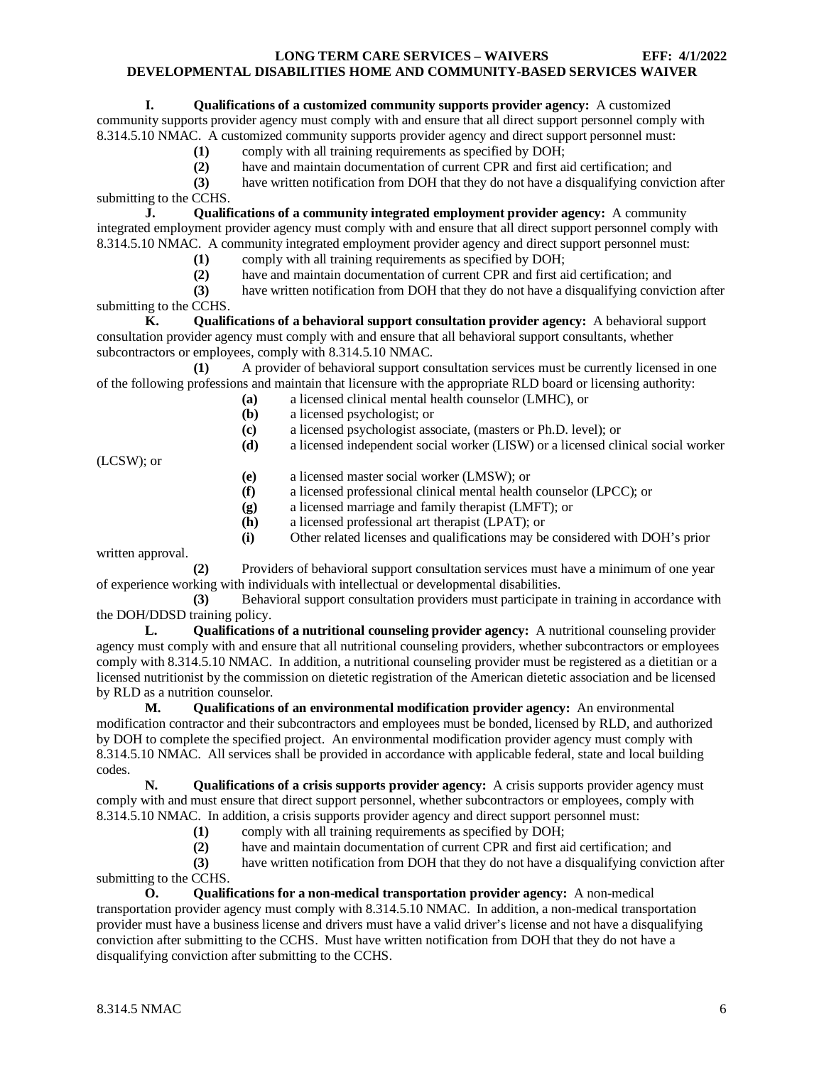**I. Qualifications of a customized community supports provider agency:** A customized community supports provider agency must comply with and ensure that all direct support personnel comply with 8.314.5.10 NMAC. A customized community supports provider agency and direct support personnel must:

**(1)** comply with all training requirements as specified by DOH;

**(2)** have and maintain documentation of current CPR and first aid certification; and

**(3)** have written notification from DOH that they do not have a disqualifying conviction after submitting to the CCHS.

**J. Qualifications of a community integrated employment provider agency:** A community integrated employment provider agency must comply with and ensure that all direct support personnel comply with 8.314.5.10 NMAC. A community integrated employment provider agency and direct support personnel must:

**(1)** comply with all training requirements as specified by DOH;

**(2)** have and maintain documentation of current CPR and first aid certification; and

**(3)** have written notification from DOH that they do not have a disqualifying conviction after submitting to the CCHS.

**K. Qualifications of a behavioral support consultation provider agency:** A behavioral support consultation provider agency must comply with and ensure that all behavioral support consultants, whether subcontractors or employees, comply with 8.314.5.10 NMAC.

**(1)** A provider of behavioral support consultation services must be currently licensed in one of the following professions and maintain that licensure with the appropriate RLD board or licensing authority:

**(a)** a licensed clinical mental health counselor (LMHC), or

**(b)** a licensed psychologist; or

**(c)** a licensed psychologist associate, (masters or Ph.D. level); or

**(d)** a licensed independent social worker (LISW) or a licensed clinical social worker (LCSW); or

**(e)** a licensed master social worker (LMSW); or

**(f)** a licensed professional clinical mental health counselor (LPCC); or

**(g)** a licensed marriage and family therapist (LMFT); or

**(h)** a licensed professional art therapist (LPAT); or

**(i)** Other related licenses and qualifications may be considered with DOH's prior written approval.

**(2)** Providers of behavioral support consultation services must have a minimum of one year of experience working with individuals with intellectual or developmental disabilities.

**(3)** Behavioral support consultation providers must participate in training in accordance with the DOH/DDSD training policy.

**L. Qualifications of a nutritional counseling provider agency:** A nutritional counseling provider agency must comply with and ensure that all nutritional counseling providers, whether subcontractors or employees comply with 8.314.5.10 NMAC. In addition, a nutritional counseling provider must be registered as a dietitian or a licensed nutritionist by the commission on dietetic registration of the American dietetic association and be licensed by RLD as a nutrition counselor.

**M. Qualifications of an environmental modification provider agency:** An environmental modification contractor and their subcontractors and employees must be bonded, licensed by RLD, and authorized by DOH to complete the specified project. An environmental modification provider agency must comply with 8.314.5.10 NMAC. All services shall be provided in accordance with applicable federal, state and local building codes.

**N. Qualifications of a crisis supports provider agency:** A crisis supports provider agency must comply with and must ensure that direct support personnel, whether subcontractors or employees, comply with 8.314.5.10 NMAC. In addition, a crisis supports provider agency and direct support personnel must:

**(1)** comply with all training requirements as specified by DOH;

**(2)** have and maintain documentation of current CPR and first aid certification; and

**(3)** have written notification from DOH that they do not have a disqualifying conviction after submitting to the CCHS.

**O. Qualifications for a non-medical transportation provider agency:** A non-medical transportation provider agency must comply with 8.314.5.10 NMAC. In addition, a non-medical transportation provider must have a business license and drivers must have a valid driver's license and not have a disqualifying conviction after submitting to the CCHS. Must have written notification from DOH that they do not have a disqualifying conviction after submitting to the CCHS.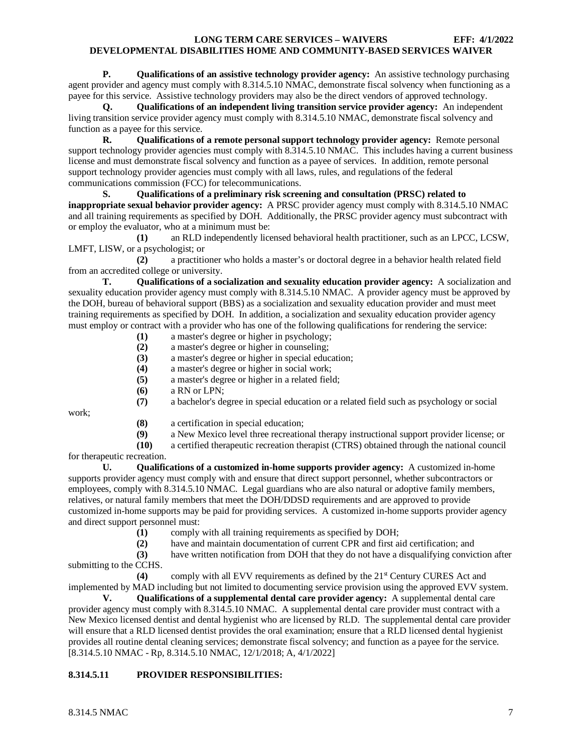**P. Qualifications of an assistive technology provider agency:** An assistive technology purchasing agent provider and agency must comply with 8.314.5.10 NMAC, demonstrate fiscal solvency when functioning as a payee for this service. Assistive technology providers may also be the direct vendors of approved technology.

**Q. Qualifications of an independent living transition service provider agency:** An independent living transition service provider agency must comply with 8.314.5.10 NMAC, demonstrate fiscal solvency and function as a payee for this service.

**R. Qualifications of a remote personal support technology provider agency:** Remote personal support technology provider agencies must comply with 8.314.5.10 NMAC. This includes having a current business license and must demonstrate fiscal solvency and function as a payee of services. In addition, remote personal support technology provider agencies must comply with all laws, rules, and regulations of the federal communications commission (FCC) for telecommunications.

**S. Qualifications of a preliminary risk screening and consultation (PRSC) related to inappropriate sexual behavior provider agency:** A PRSC provider agency must comply with 8.314.5.10 NMAC and all training requirements as specified by DOH. Additionally, the PRSC provider agency must subcontract with or employ the evaluator, who at a minimum must be:

**(1)** an RLD independently licensed behavioral health practitioner, such as an LPCC, LCSW, LMFT, LISW, or a psychologist; or

**(2)** a practitioner who holds a master's or doctoral degree in a behavior health related field from an accredited college or university.

**T. Qualifications of a socialization and sexuality education provider agency:** A socialization and sexuality education provider agency must comply with 8.314.5.10 NMAC. A provider agency must be approved by the DOH, bureau of behavioral support (BBS) as a socialization and sexuality education provider and must meet training requirements as specified by DOH. In addition, a socialization and sexuality education provider agency must employ or contract with a provider who has one of the following qualifications for rendering the service:

**(1)** a master's degree or higher in psychology;

**(2)** a master's degree or higher in counseling;

**(3)** a master's degree or higher in special education;

**(4)** a master's degree or higher in social work;

**(5)** a master's degree or higher in a related field;

**(6)** a RN or LPN;

**(7)** a bachelor's degree in special education or a related field such as psychology or social work;

**(8)** a certification in special education;

**(9)** a New Mexico level three recreational therapy instructional support provider license; or

**(10)** a certified therapeutic recreation therapist (CTRS) obtained through the national council for therapeutic recreation.

**U. Qualifications of a customized in-home supports provider agency:** A customized in-home supports provider agency must comply with and ensure that direct support personnel, whether subcontractors or employees, comply with 8.314.5.10 NMAC. Legal guardians who are also natural or adoptive family members, relatives, or natural family members that meet the DOH/DDSD requirements and are approved to provide customized in-home supports may be paid for providing services. A customized in-home supports provider agency and direct support personnel must:

**(1)** comply with all training requirements as specified by DOH;

**(2)** have and maintain documentation of current CPR and first aid certification; and

**(3)** have written notification from DOH that they do not have a disqualifying conviction after submitting to the CCHS.

**(4)** comply with all EVV requirements as defined by the 21st Century CURES Act and implemented by MAD including but not limited to documenting service provision using the approved EVV system.

**V. Qualifications of a supplemental dental care provider agency:** A supplemental dental care provider agency must comply with 8.314.5.10 NMAC. A supplemental dental care provider must contract with a New Mexico licensed dentist and dental hygienist who are licensed by RLD. The supplemental dental care provider will ensure that a RLD licensed dentist provides the oral examination; ensure that a RLD licensed dental hygienist provides all routine dental cleaning services; demonstrate fiscal solvency; and function as a payee for the service.

[8.314.5.10 NMAC - Rp, 8.314.5.10 NMAC, 12/1/2018; A, 4/1/2022]

**8.314.5.11 PROVIDER RESPONSIBILITIES:**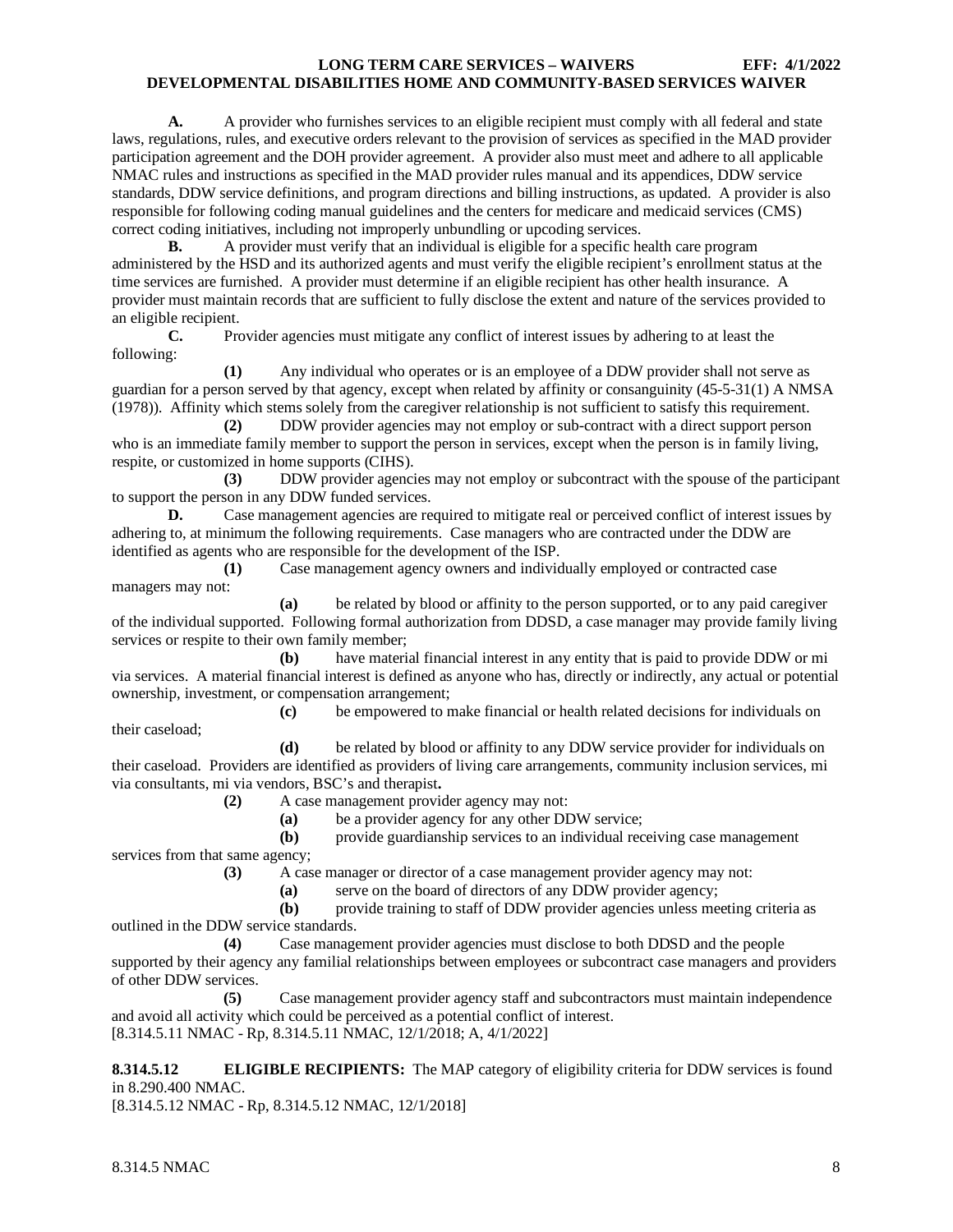**A.** A provider who furnishes services to an eligible recipient must comply with all federal and state laws, regulations, rules, and executive orders relevant to the provision of services as specified in the MAD provider participation agreement and the DOH provider agreement. A provider also must meet and adhere to all applicable NMAC rules and instructions as specified in the MAD provider rules manual and its appendices, DDW service standards, DDW service definitions, and program directions and billing instructions, as updated. A provider is also responsible for following coding manual guidelines and the centers for medicare and medicaid services (CMS) correct coding initiatives, including not improperly unbundling or upcoding services.

**B.** A provider must verify that an individual is eligible for a specific health care program administered by the HSD and its authorized agents and must verify the eligible recipient's enrollment status at the time services are furnished. A provider must determine if an eligible recipient has other health insurance. A provider must maintain records that are sufficient to fully disclose the extent and nature of the services provided to an eligible recipient.

**C.** Provider agencies must mitigate any conflict of interest issues by adhering to at least the following:

**(1)** Any individual who operates or is an employee of a DDW provider shall not serve as guardian for a person served by that agency, except when related by affinity or consanguinity (45-5-31(1) A NMSA (1978)). Affinity which stems solely from the caregiver relationship is not sufficient to satisfy this requirement.

**(2)** DDW provider agencies may not employ or sub-contract with a direct support person who is an immediate family member to support the person in services, except when the person is in family living, respite, or customized in home supports (CIHS).

**(3)** DDW provider agencies may not employ or subcontract with the spouse of the participant to support the person in any DDW funded services.

**D.** Case management agencies are required to mitigate real or perceived conflict of interest issues by adhering to, at minimum the following requirements. Case managers who are contracted under the DDW are identified as agents who are responsible for the development of the ISP.

**(1)** Case management agency owners and individually employed or contracted case managers may not:

**(a)** be related by blood or affinity to the person supported, or to any paid caregiver of the individual supported. Following formal authorization from DDSD, a case manager may provide family living services or respite to their own family member;

**(b)** have material financial interest in any entity that is paid to provide DDW or mi via services. A material financial interest is defined as anyone who has, directly or indirectly, any actual or potential ownership, investment, or compensation arrangement;

**(c)** be empowered to make financial or health related decisions for individuals on their caseload;

**(d)** be related by blood or affinity to any DDW service provider for individuals on their caseload. Providers are identified as providers of living care arrangements, community inclusion services, mi via consultants, mi via vendors, BSC's and therapist**.**

**(2)** A case management provider agency may not:

**(a)** be a provider agency for any other DDW service;

**(b)** provide guardianship services to an individual receiving case management services from that same agency;

**(3)** A case manager or director of a case management provider agency may not:

**(a)** serve on the board of directors of any DDW provider agency;

**(b)** provide training to staff of DDW provider agencies unless meeting criteria as outlined in the DDW service standards.

**(4)** Case management provider agencies must disclose to both DDSD and the people supported by their agency any familial relationships between employees or subcontract case managers and providers of other DDW services.

**(5)** Case management provider agency staff and subcontractors must maintain independence and avoid all activity which could be perceived as a potential conflict of interest.

[8.314.5.11 NMAC - Rp, 8.314.5.11 NMAC, 12/1/2018; A, 4/1/2022]

**8.314.5.12 ELIGIBLE RECIPIENTS:** The MAP category of eligibility criteria for DDW services is found in 8.290.400 NMAC.

[8.314.5.12 NMAC - Rp, 8.314.5.12 NMAC, 12/1/2018]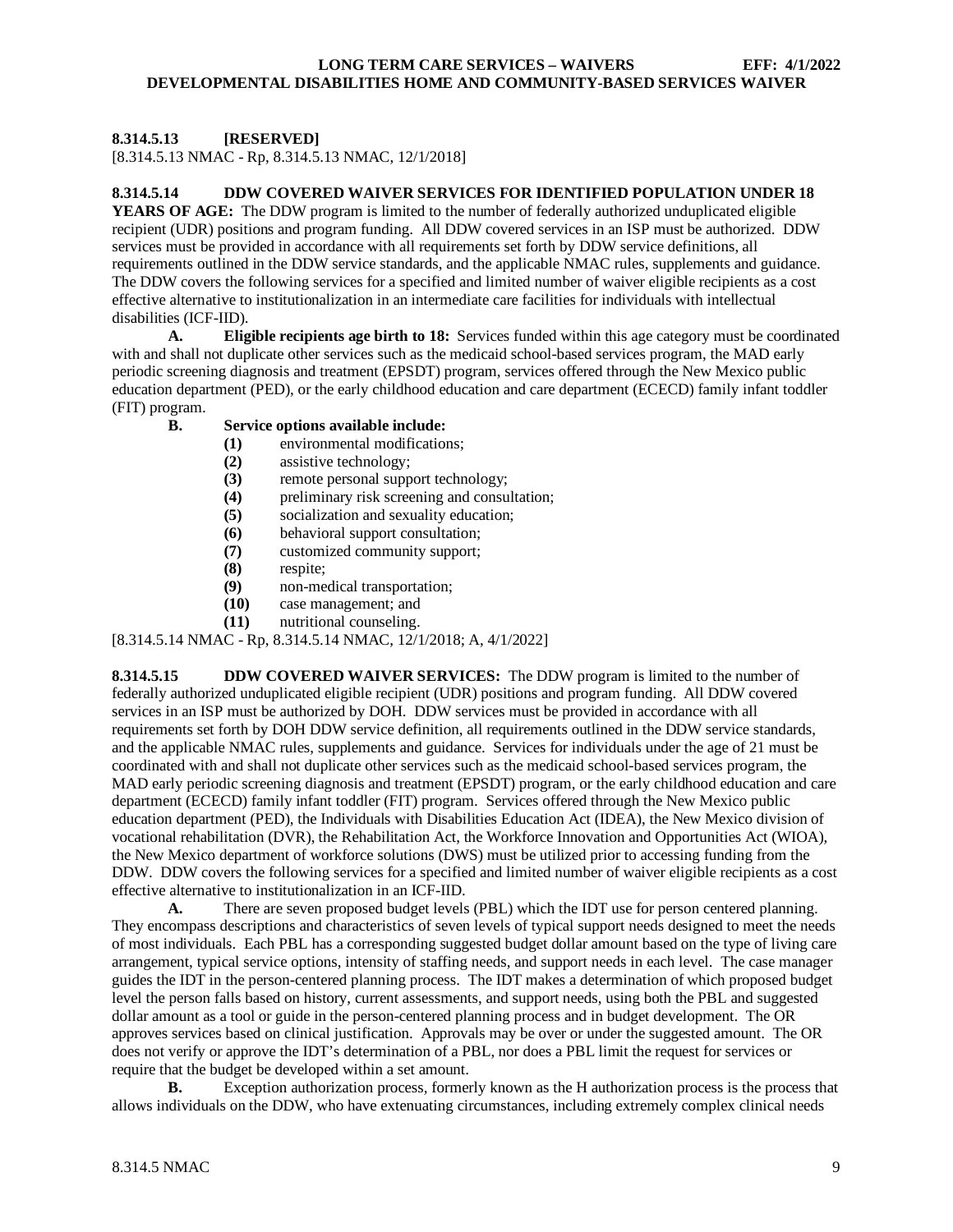**8.314.5.13 [RESERVED]**

[8.314.5.13 NMAC - Rp, 8.314.5.13 NMAC, 12/1/2018]

**8.314.5.14 DDW COVERED WAIVER SERVICES FOR IDENTIFIED POPULATION UNDER 18 YEARS OF AGE:** The DDW program is limited to the number of federally authorized unduplicated eligible recipient (UDR) positions and program funding. All DDW covered services in an ISP must be authorized. DDW services must be provided in accordance with all requirements set forth by DDW service definitions, all requirements outlined in the DDW service standards, and the applicable NMAC rules, supplements and guidance. The DDW covers the following services for a specified and limited number of waiver eligible recipients as a cost effective alternative to institutionalization in an intermediate care facilities for individuals with intellectual disabilities (ICF-IID).

**A. Eligible recipients age birth to 18:** Services funded within this age category must be coordinated with and shall not duplicate other services such as the medicaid school-based services program, the MAD early periodic screening diagnosis and treatment (EPSDT) program, services offered through the New Mexico public education department (PED), or the early childhood education and care department (ECECD) family infant toddler (FIT) program.

**B. Service options available include:**

**(1)** environmental modifications;
**(2)** assistive technology;
**(3)** remote personal support technology;
**(4)** preliminary risk screening and consultation;
**(5)** socialization and sexuality education;
**(6)** behavioral support consultation;
**(7)** customized community support;
**(8)** respite;
**(9)** non-medical transportation;
**(10)** case management; and
**(11)** nutritional counseling.

[8.314.5.14 NMAC - Rp, 8.314.5.14 NMAC, 12/1/2018; A, 4/1/2022]

**8.314.5.15 DDW COVERED WAIVER SERVICES:** The DDW program is limited to the number of federally authorized unduplicated eligible recipient (UDR) positions and program funding. All DDW covered services in an ISP must be authorized by DOH. DDW services must be provided in accordance with all requirements set forth by DOH DDW service definition, all requirements outlined in the DDW service standards, and the applicable NMAC rules, supplements and guidance. Services for individuals under the age of 21 must be coordinated with and shall not duplicate other services such as the medicaid school-based services program, the MAD early periodic screening diagnosis and treatment (EPSDT) program, or the early childhood education and care department (ECECD) family infant toddler (FIT) program. Services offered through the New Mexico public education department (PED), the Individuals with Disabilities Education Act (IDEA), the New Mexico division of vocational rehabilitation (DVR), the Rehabilitation Act, the Workforce Innovation and Opportunities Act (WIOA), the New Mexico department of workforce solutions (DWS) must be utilized prior to accessing funding from the DDW. DDW covers the following services for a specified and limited number of waiver eligible recipients as a cost effective alternative to institutionalization in an ICF-IID.

**A.** There are seven proposed budget levels (PBL) which the IDT use for person centered planning. They encompass descriptions and characteristics of seven levels of typical support needs designed to meet the needs of most individuals. Each PBL has a corresponding suggested budget dollar amount based on the type of living care arrangement, typical service options, intensity of staffing needs, and support needs in each level. The case manager guides the IDT in the person-centered planning process. The IDT makes a determination of which proposed budget level the person falls based on history, current assessments, and support needs, using both the PBL and suggested dollar amount as a tool or guide in the person-centered planning process and in budget development. The OR approves services based on clinical justification. Approvals may be over or under the suggested amount. The OR does not verify or approve the IDT's determination of a PBL, nor does a PBL limit the request for services or require that the budget be developed within a set amount.

**B.** Exception authorization process, formerly known as the H authorization process is the process that allows individuals on the DDW, who have extenuating circumstances, including extremely complex clinical needs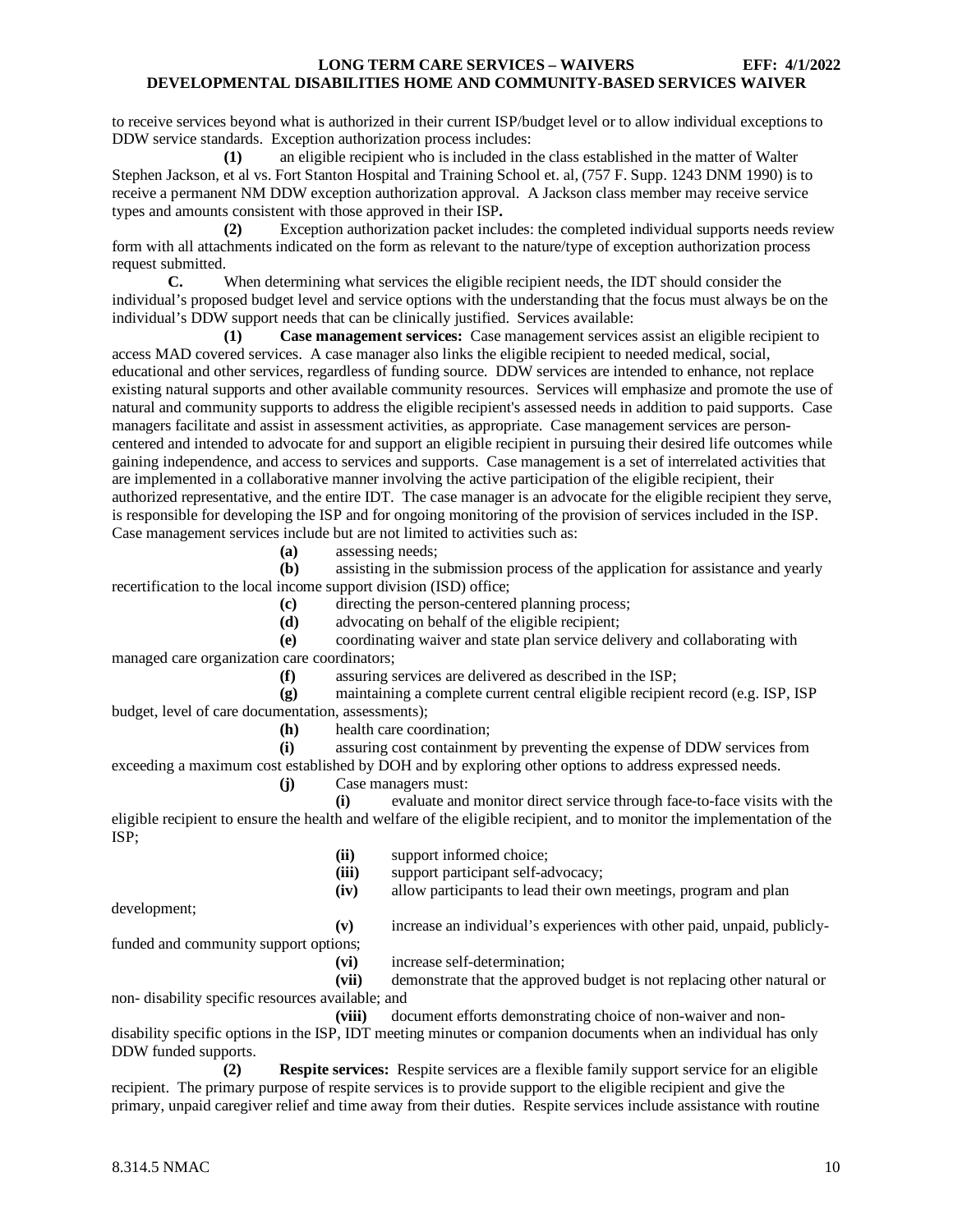to receive services beyond what is authorized in their current ISP/budget level or to allow individual exceptions to DDW service standards. Exception authorization process includes:

**(1)** an eligible recipient who is included in the class established in the matter of Walter Stephen Jackson, et al vs. Fort Stanton Hospital and Training School et. al, (757 F. Supp. 1243 DNM 1990) is to receive a permanent NM DDW exception authorization approval. A Jackson class member may receive service types and amounts consistent with those approved in their ISP**.**

**(2)** Exception authorization packet includes: the completed individual supports needs review form with all attachments indicated on the form as relevant to the nature/type of exception authorization process request submitted.

**C.** When determining what services the eligible recipient needs, the IDT should consider the individual's proposed budget level and service options with the understanding that the focus must always be on the individual's DDW support needs that can be clinically justified. Services available:

**(1)** **Case management services:** Case management services assist an eligible recipient to access MAD covered services. A case manager also links the eligible recipient to needed medical, social, educational and other services, regardless of funding source. DDW services are intended to enhance, not replace existing natural supports and other available community resources. Services will emphasize and promote the use of natural and community supports to address the eligible recipient's assessed needs in addition to paid supports. Case managers facilitate and assist in assessment activities, as appropriate. Case management services are person-centered and intended to advocate for and support an eligible recipient in pursuing their desired life outcomes while gaining independence, and access to services and supports. Case management is a set of interrelated activities that are implemented in a collaborative manner involving the active participation of the eligible recipient, their authorized representative, and the entire IDT. The case manager is an advocate for the eligible recipient they serve, is responsible for developing the ISP and for ongoing monitoring of the provision of services included in the ISP. Case management services include but are not limited to activities such as:

**(a)** assessing needs;

**(b)** assisting in the submission process of the application for assistance and yearly recertification to the local income support division (ISD) office;

**(c)** directing the person-centered planning process;

**(d)** advocating on behalf of the eligible recipient;

**(e)** coordinating waiver and state plan service delivery and collaborating with managed care organization care coordinators;

**(f)** assuring services are delivered as described in the ISP;

**(g)** maintaining a complete current central eligible recipient record (e.g. ISP, ISP budget, level of care documentation, assessments);

**(h)** health care coordination;

**(i)** assuring cost containment by preventing the expense of DDW services from exceeding a maximum cost established by DOH and by exploring other options to address expressed needs.

**(j)** Case managers must:

**(i)** evaluate and monitor direct service through face-to-face visits with the eligible recipient to ensure the health and welfare of the eligible recipient, and to monitor the implementation of the ISP;

**(ii)** support informed choice;

**(iii)** support participant self-advocacy;

**(iv)** allow participants to lead their own meetings, program and plan development;

**(v)** increase an individual's experiences with other paid, unpaid, publicly-funded and community support options;

**(vi)** increase self-determination;

**(vii)** demonstrate that the approved budget is not replacing other natural or non- disability specific resources available; and

**(viii)** document efforts demonstrating choice of non-waiver and non-disability specific options in the ISP, IDT meeting minutes or companion documents when an individual has only DDW funded supports.

**(2)** **Respite services:** Respite services are a flexible family support service for an eligible recipient. The primary purpose of respite services is to provide support to the eligible recipient and give the primary, unpaid caregiver relief and time away from their duties. Respite services include assistance with routine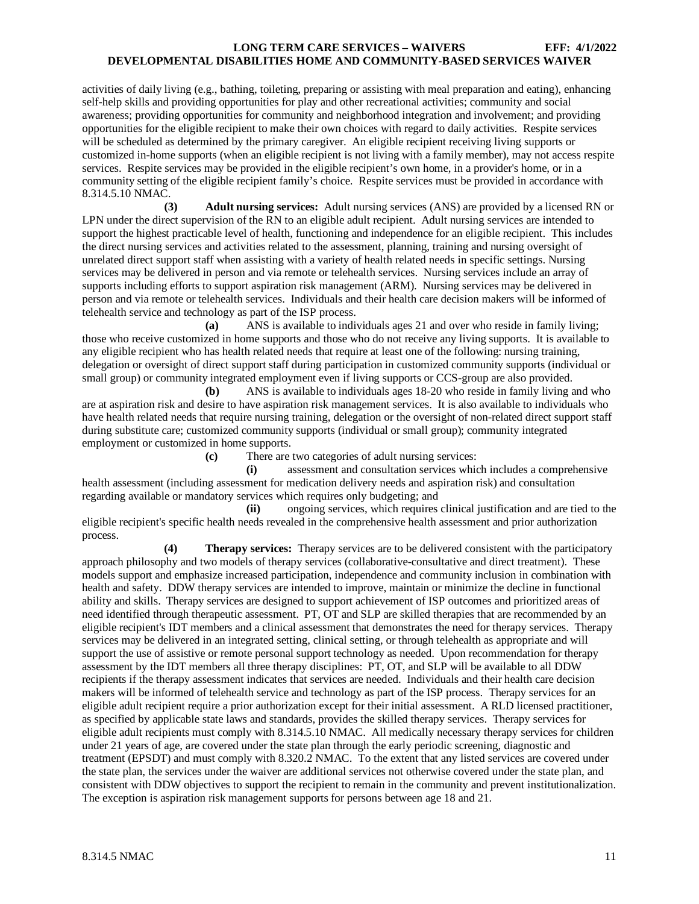activities of daily living (e.g., bathing, toileting, preparing or assisting with meal preparation and eating), enhancing self-help skills and providing opportunities for play and other recreational activities; community and social awareness; providing opportunities for community and neighborhood integration and involvement; and providing opportunities for the eligible recipient to make their own choices with regard to daily activities. Respite services will be scheduled as determined by the primary caregiver. An eligible recipient receiving living supports or customized in-home supports (when an eligible recipient is not living with a family member), may not access respite services. Respite services may be provided in the eligible recipient's own home, in a provider's home, or in a community setting of the eligible recipient family's choice. Respite services must be provided in accordance with 8.314.5.10 NMAC.

**(3) Adult nursing services:** Adult nursing services (ANS) are provided by a licensed RN or LPN under the direct supervision of the RN to an eligible adult recipient. Adult nursing services are intended to support the highest practicable level of health, functioning and independence for an eligible recipient. This includes the direct nursing services and activities related to the assessment, planning, training and nursing oversight of unrelated direct support staff when assisting with a variety of health related needs in specific settings. Nursing services may be delivered in person and via remote or telehealth services. Nursing services include an array of supports including efforts to support aspiration risk management (ARM). Nursing services may be delivered in person and via remote or telehealth services. Individuals and their health care decision makers will be informed of telehealth service and technology as part of the ISP process.

**(a)** ANS is available to individuals ages 21 and over who reside in family living; those who receive customized in home supports and those who do not receive any living supports. It is available to any eligible recipient who has health related needs that require at least one of the following: nursing training, delegation or oversight of direct support staff during participation in customized community supports (individual or small group) or community integrated employment even if living supports or CCS-group are also provided.

**(b)** ANS is available to individuals ages 18-20 who reside in family living and who are at aspiration risk and desire to have aspiration risk management services. It is also available to individuals who have health related needs that require nursing training, delegation or the oversight of non-related direct support staff during substitute care; customized community supports (individual or small group); community integrated employment or customized in home supports.

**(c)** There are two categories of adult nursing services:

**(i)** assessment and consultation services which includes a comprehensive health assessment (including assessment for medication delivery needs and aspiration risk) and consultation regarding available or mandatory services which requires only budgeting; and

**(ii)** ongoing services, which requires clinical justification and are tied to the eligible recipient's specific health needs revealed in the comprehensive health assessment and prior authorization process.

**(4) Therapy services:** Therapy services are to be delivered consistent with the participatory approach philosophy and two models of therapy services (collaborative-consultative and direct treatment). These models support and emphasize increased participation, independence and community inclusion in combination with health and safety. DDW therapy services are intended to improve, maintain or minimize the decline in functional ability and skills. Therapy services are designed to support achievement of ISP outcomes and prioritized areas of need identified through therapeutic assessment. PT, OT and SLP are skilled therapies that are recommended by an eligible recipient's IDT members and a clinical assessment that demonstrates the need for therapy services. Therapy services may be delivered in an integrated setting, clinical setting, or through telehealth as appropriate and will support the use of assistive or remote personal support technology as needed. Upon recommendation for therapy assessment by the IDT members all three therapy disciplines: PT, OT, and SLP will be available to all DDW recipients if the therapy assessment indicates that services are needed. Individuals and their health care decision makers will be informed of telehealth service and technology as part of the ISP process. Therapy services for an eligible adult recipient require a prior authorization except for their initial assessment. A RLD licensed practitioner, as specified by applicable state laws and standards, provides the skilled therapy services. Therapy services for eligible adult recipients must comply with 8.314.5.10 NMAC. All medically necessary therapy services for children under 21 years of age, are covered under the state plan through the early periodic screening, diagnostic and treatment (EPSDT) and must comply with 8.320.2 NMAC. To the extent that any listed services are covered under the state plan, the services under the waiver are additional services not otherwise covered under the state plan, and consistent with DDW objectives to support the recipient to remain in the community and prevent institutionalization. The exception is aspiration risk management supports for persons between age 18 and 21.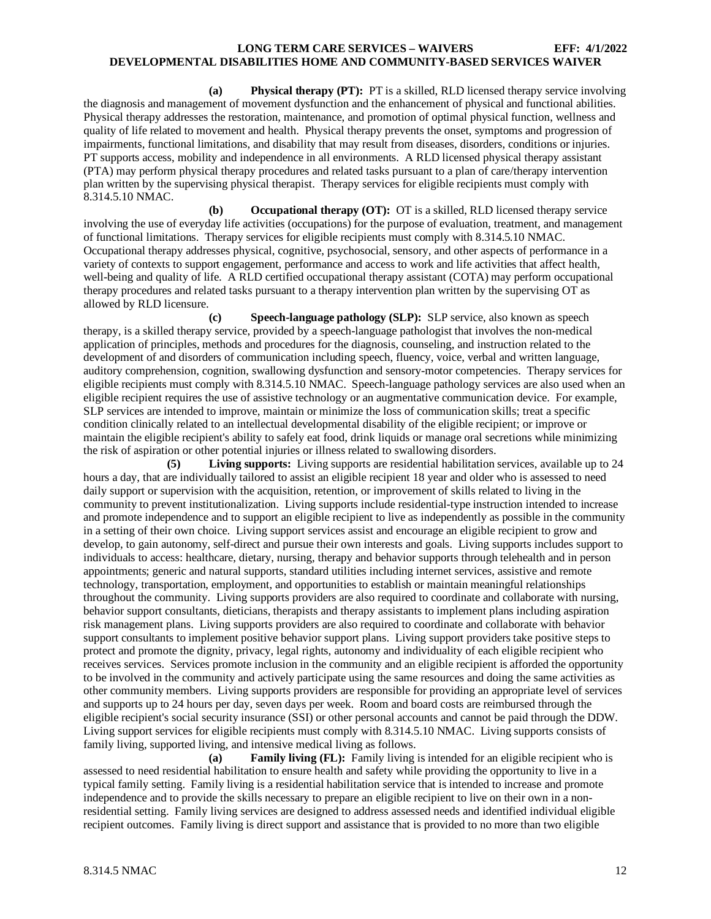**(a) Physical therapy (PT):** PT is a skilled, RLD licensed therapy service involving the diagnosis and management of movement dysfunction and the enhancement of physical and functional abilities. Physical therapy addresses the restoration, maintenance, and promotion of optimal physical function, wellness and quality of life related to movement and health. Physical therapy prevents the onset, symptoms and progression of impairments, functional limitations, and disability that may result from diseases, disorders, conditions or injuries. PT supports access, mobility and independence in all environments. A RLD licensed physical therapy assistant (PTA) may perform physical therapy procedures and related tasks pursuant to a plan of care/therapy intervention plan written by the supervising physical therapist. Therapy services for eligible recipients must comply with 8.314.5.10 NMAC.

**(b) Occupational therapy (OT):** OT is a skilled, RLD licensed therapy service involving the use of everyday life activities (occupations) for the purpose of evaluation, treatment, and management of functional limitations. Therapy services for eligible recipients must comply with 8.314.5.10 NMAC. Occupational therapy addresses physical, cognitive, psychosocial, sensory, and other aspects of performance in a variety of contexts to support engagement, performance and access to work and life activities that affect health, well-being and quality of life. A RLD certified occupational therapy assistant (COTA) may perform occupational therapy procedures and related tasks pursuant to a therapy intervention plan written by the supervising OT as allowed by RLD licensure.

**(c) Speech-language pathology (SLP):** SLP service, also known as speech therapy, is a skilled therapy service, provided by a speech-language pathologist that involves the non-medical application of principles, methods and procedures for the diagnosis, counseling, and instruction related to the development of and disorders of communication including speech, fluency, voice, verbal and written language, auditory comprehension, cognition, swallowing dysfunction and sensory-motor competencies. Therapy services for eligible recipients must comply with 8.314.5.10 NMAC. Speech-language pathology services are also used when an eligible recipient requires the use of assistive technology or an augmentative communication device. For example, SLP services are intended to improve, maintain or minimize the loss of communication skills; treat a specific condition clinically related to an intellectual developmental disability of the eligible recipient; or improve or maintain the eligible recipient's ability to safely eat food, drink liquids or manage oral secretions while minimizing the risk of aspiration or other potential injuries or illness related to swallowing disorders.

**(5) Living supports:** Living supports are residential habilitation services, available up to 24 hours a day, that are individually tailored to assist an eligible recipient 18 year and older who is assessed to need daily support or supervision with the acquisition, retention, or improvement of skills related to living in the community to prevent institutionalization. Living supports include residential-type instruction intended to increase and promote independence and to support an eligible recipient to live as independently as possible in the community in a setting of their own choice. Living support services assist and encourage an eligible recipient to grow and develop, to gain autonomy, self-direct and pursue their own interests and goals. Living supports includes support to individuals to access: healthcare, dietary, nursing, therapy and behavior supports through telehealth and in person appointments; generic and natural supports, standard utilities including internet services, assistive and remote technology, transportation, employment, and opportunities to establish or maintain meaningful relationships throughout the community. Living supports providers are also required to coordinate and collaborate with nursing, behavior support consultants, dieticians, therapists and therapy assistants to implement plans including aspiration risk management plans. Living supports providers are also required to coordinate and collaborate with behavior support consultants to implement positive behavior support plans. Living support providers take positive steps to protect and promote the dignity, privacy, legal rights, autonomy and individuality of each eligible recipient who receives services. Services promote inclusion in the community and an eligible recipient is afforded the opportunity to be involved in the community and actively participate using the same resources and doing the same activities as other community members. Living supports providers are responsible for providing an appropriate level of services and supports up to 24 hours per day, seven days per week. Room and board costs are reimbursed through the eligible recipient's social security insurance (SSI) or other personal accounts and cannot be paid through the DDW. Living support services for eligible recipients must comply with 8.314.5.10 NMAC. Living supports consists of family living, supported living, and intensive medical living as follows.

**(a) Family living (FL):** Family living is intended for an eligible recipient who is assessed to need residential habilitation to ensure health and safety while providing the opportunity to live in a typical family setting. Family living is a residential habilitation service that is intended to increase and promote independence and to provide the skills necessary to prepare an eligible recipient to live on their own in a non-residential setting. Family living services are designed to address assessed needs and identified individual eligible recipient outcomes. Family living is direct support and assistance that is provided to no more than two eligible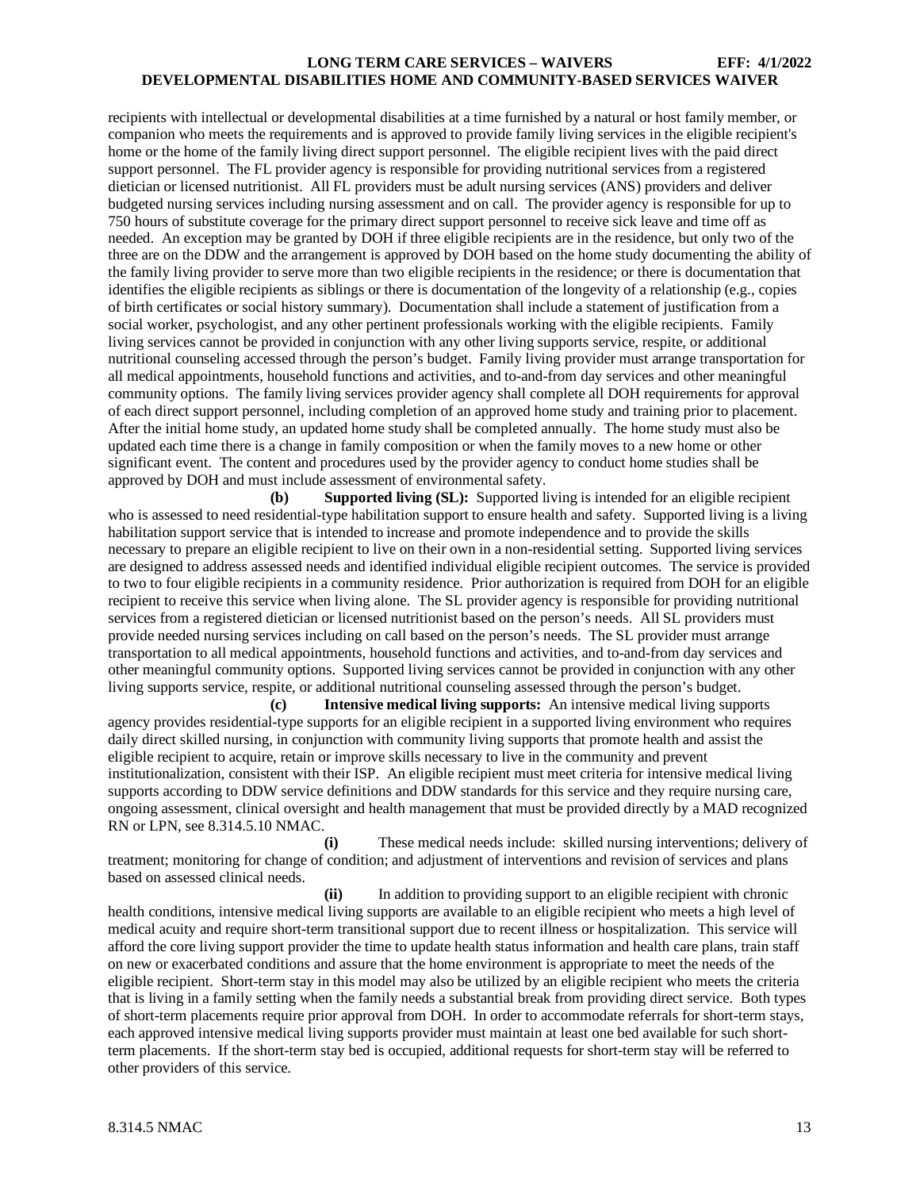recipients with intellectual or developmental disabilities at a time furnished by a natural or host family member, or companion who meets the requirements and is approved to provide family living services in the eligible recipient's home or the home of the family living direct support personnel. The eligible recipient lives with the paid direct support personnel. The FL provider agency is responsible for providing nutritional services from a registered dietician or licensed nutritionist. All FL providers must be adult nursing services (ANS) providers and deliver budgeted nursing services including nursing assessment and on call. The provider agency is responsible for up to 750 hours of substitute coverage for the primary direct support personnel to receive sick leave and time off as needed. An exception may be granted by DOH if three eligible recipients are in the residence, but only two of the three are on the DDW and the arrangement is approved by DOH based on the home study documenting the ability of the family living provider to serve more than two eligible recipients in the residence; or there is documentation that identifies the eligible recipients as siblings or there is documentation of the longevity of a relationship (e.g., copies of birth certificates or social history summary). Documentation shall include a statement of justification from a social worker, psychologist, and any other pertinent professionals working with the eligible recipients. Family living services cannot be provided in conjunction with any other living supports service, respite, or additional nutritional counseling accessed through the person's budget. Family living provider must arrange transportation for all medical appointments, household functions and activities, and to-and-from day services and other meaningful community options. The family living services provider agency shall complete all DOH requirements for approval of each direct support personnel, including completion of an approved home study and training prior to placement. After the initial home study, an updated home study shall be completed annually. The home study must also be updated each time there is a change in family composition or when the family moves to a new home or other significant event. The content and procedures used by the provider agency to conduct home studies shall be approved by DOH and must include assessment of environmental safety.

**(b) Supported living (SL):** Supported living is intended for an eligible recipient who is assessed to need residential-type habilitation support to ensure health and safety. Supported living is a living habilitation support service that is intended to increase and promote independence and to provide the skills necessary to prepare an eligible recipient to live on their own in a non-residential setting. Supported living services are designed to address assessed needs and identified individual eligible recipient outcomes. The service is provided to two to four eligible recipients in a community residence. Prior authorization is required from DOH for an eligible recipient to receive this service when living alone. The SL provider agency is responsible for providing nutritional services from a registered dietician or licensed nutritionist based on the person's needs. All SL providers must provide needed nursing services including on call based on the person's needs. The SL provider must arrange transportation to all medical appointments, household functions and activities, and to-and-from day services and other meaningful community options. Supported living services cannot be provided in conjunction with any other living supports service, respite, or additional nutritional counseling assessed through the person's budget.

**(c) Intensive medical living supports:** An intensive medical living supports agency provides residential-type supports for an eligible recipient in a supported living environment who requires daily direct skilled nursing, in conjunction with community living supports that promote health and assist the eligible recipient to acquire, retain or improve skills necessary to live in the community and prevent institutionalization, consistent with their ISP. An eligible recipient must meet criteria for intensive medical living supports according to DDW service definitions and DDW standards for this service and they require nursing care, ongoing assessment, clinical oversight and health management that must be provided directly by a MAD recognized RN or LPN, see 8.314.5.10 NMAC.

**(i)** These medical needs include: skilled nursing interventions; delivery of treatment; monitoring for change of condition; and adjustment of interventions and revision of services and plans based on assessed clinical needs.

**(ii)** In addition to providing support to an eligible recipient with chronic health conditions, intensive medical living supports are available to an eligible recipient who meets a high level of medical acuity and require short-term transitional support due to recent illness or hospitalization. This service will afford the core living support provider the time to update health status information and health care plans, train staff on new or exacerbated conditions and assure that the home environment is appropriate to meet the needs of the eligible recipient. Short-term stay in this model may also be utilized by an eligible recipient who meets the criteria that is living in a family setting when the family needs a substantial break from providing direct service. Both types of short-term placements require prior approval from DOH. In order to accommodate referrals for short-term stays, each approved intensive medical living supports provider must maintain at least one bed available for such short-term placements. If the short-term stay bed is occupied, additional requests for short-term stay will be referred to other providers of this service.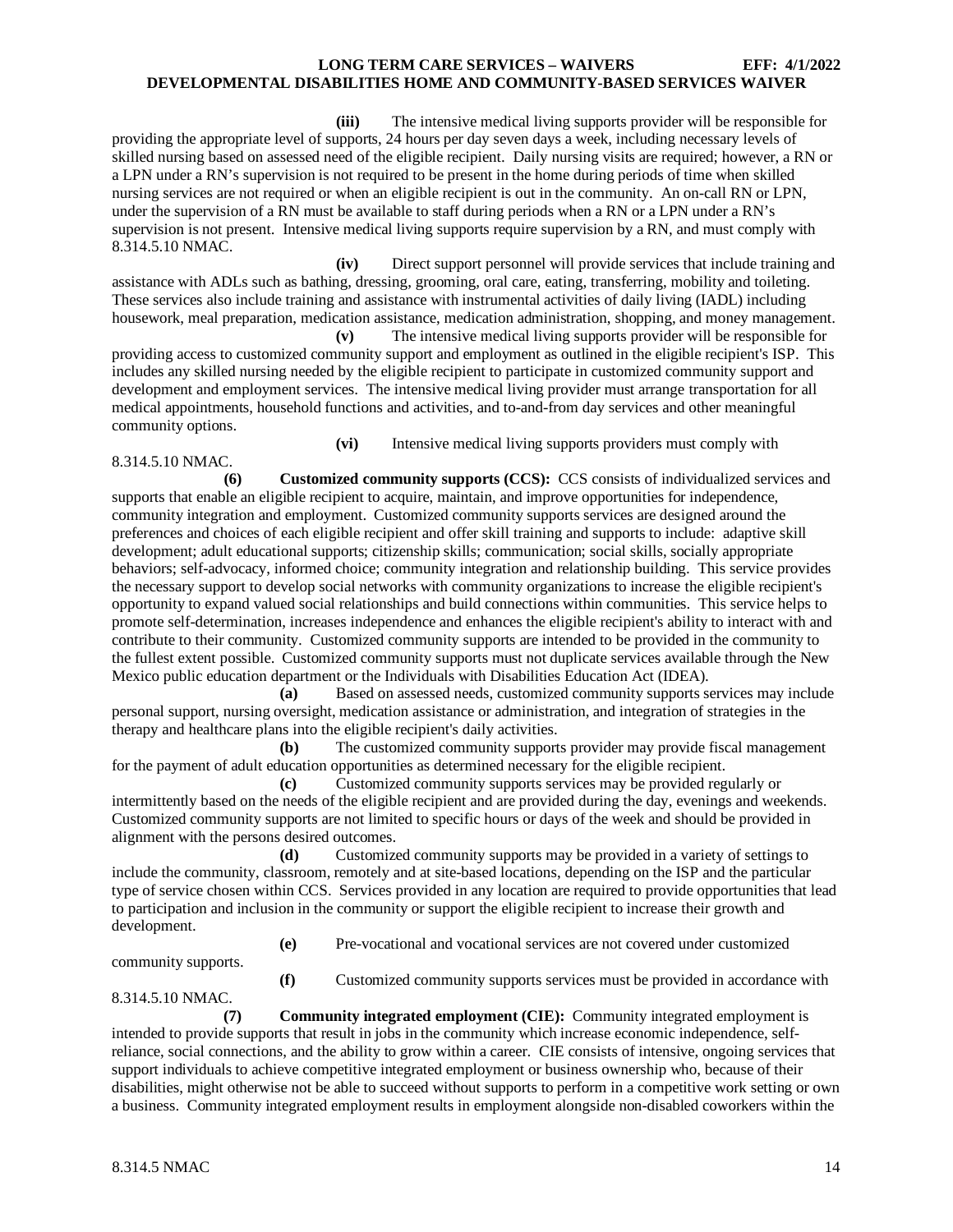**(iii)** The intensive medical living supports provider will be responsible for providing the appropriate level of supports, 24 hours per day seven days a week, including necessary levels of skilled nursing based on assessed need of the eligible recipient. Daily nursing visits are required; however, a RN or a LPN under a RN's supervision is not required to be present in the home during periods of time when skilled nursing services are not required or when an eligible recipient is out in the community. An on-call RN or LPN, under the supervision of a RN must be available to staff during periods when a RN or a LPN under a RN's supervision is not present. Intensive medical living supports require supervision by a RN, and must comply with 8.314.5.10 NMAC.

**(iv)** Direct support personnel will provide services that include training and assistance with ADLs such as bathing, dressing, grooming, oral care, eating, transferring, mobility and toileting. These services also include training and assistance with instrumental activities of daily living (IADL) including housework, meal preparation, medication assistance, medication administration, shopping, and money management.

**(v)** The intensive medical living supports provider will be responsible for providing access to customized community support and employment as outlined in the eligible recipient's ISP. This includes any skilled nursing needed by the eligible recipient to participate in customized community support and development and employment services. The intensive medical living provider must arrange transportation for all medical appointments, household functions and activities, and to-and-from day services and other meaningful community options.

**(vi)** Intensive medical living supports providers must comply with 8.314.5.10 NMAC.

**(6) Customized community supports (CCS):** CCS consists of individualized services and supports that enable an eligible recipient to acquire, maintain, and improve opportunities for independence, community integration and employment. Customized community supports services are designed around the preferences and choices of each eligible recipient and offer skill training and supports to include: adaptive skill development; adult educational supports; citizenship skills; communication; social skills, socially appropriate behaviors; self-advocacy, informed choice; community integration and relationship building. This service provides the necessary support to develop social networks with community organizations to increase the eligible recipient's opportunity to expand valued social relationships and build connections within communities. This service helps to promote self-determination, increases independence and enhances the eligible recipient's ability to interact with and contribute to their community. Customized community supports are intended to be provided in the community to the fullest extent possible. Customized community supports must not duplicate services available through the New Mexico public education department or the Individuals with Disabilities Education Act (IDEA).

**(a)** Based on assessed needs, customized community supports services may include personal support, nursing oversight, medication assistance or administration, and integration of strategies in the therapy and healthcare plans into the eligible recipient's daily activities.

**(b)** The customized community supports provider may provide fiscal management for the payment of adult education opportunities as determined necessary for the eligible recipient.

**(c)** Customized community supports services may be provided regularly or intermittently based on the needs of the eligible recipient and are provided during the day, evenings and weekends. Customized community supports are not limited to specific hours or days of the week and should be provided in alignment with the persons desired outcomes.

**(d)** Customized community supports may be provided in a variety of settings to include the community, classroom, remotely and at site-based locations, depending on the ISP and the particular type of service chosen within CCS. Services provided in any location are required to provide opportunities that lead to participation and inclusion in the community or support the eligible recipient to increase their growth and development.

**(e)** Pre-vocational and vocational services are not covered under customized community supports.

**(f)** Customized community supports services must be provided in accordance with 8.314.5.10 NMAC.

**(7) Community integrated employment (CIE):** Community integrated employment is intended to provide supports that result in jobs in the community which increase economic independence, self-reliance, social connections, and the ability to grow within a career. CIE consists of intensive, ongoing services that support individuals to achieve competitive integrated employment or business ownership who, because of their disabilities, might otherwise not be able to succeed without supports to perform in a competitive work setting or own a business. Community integrated employment results in employment alongside non-disabled coworkers within the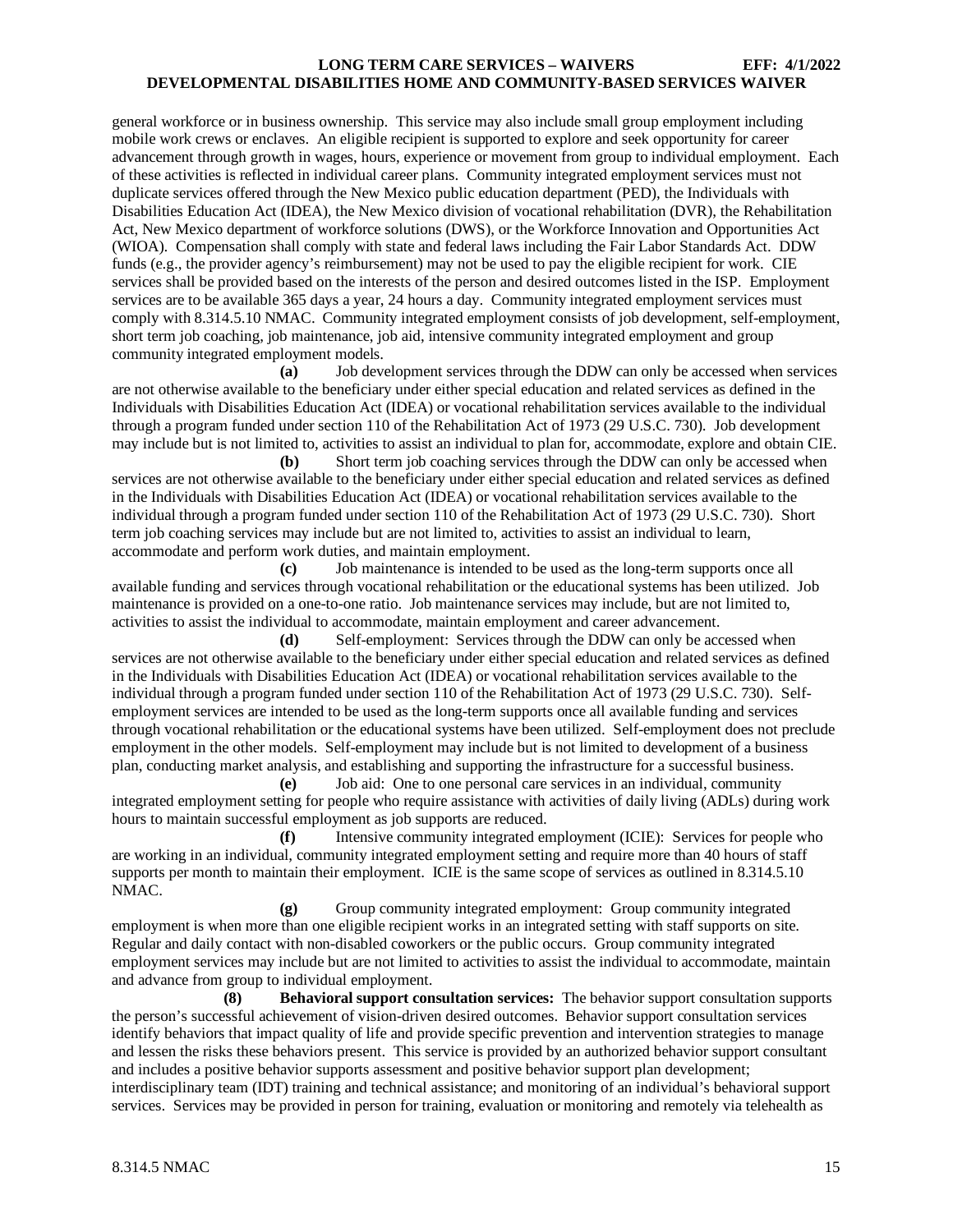general workforce or in business ownership. This service may also include small group employment including mobile work crews or enclaves. An eligible recipient is supported to explore and seek opportunity for career advancement through growth in wages, hours, experience or movement from group to individual employment. Each of these activities is reflected in individual career plans. Community integrated employment services must not duplicate services offered through the New Mexico public education department (PED), the Individuals with Disabilities Education Act (IDEA), the New Mexico division of vocational rehabilitation (DVR), the Rehabilitation Act, New Mexico department of workforce solutions (DWS), or the Workforce Innovation and Opportunities Act (WIOA). Compensation shall comply with state and federal laws including the Fair Labor Standards Act. DDW funds (e.g., the provider agency's reimbursement) may not be used to pay the eligible recipient for work. CIE services shall be provided based on the interests of the person and desired outcomes listed in the ISP. Employment services are to be available 365 days a year, 24 hours a day. Community integrated employment services must comply with 8.314.5.10 NMAC. Community integrated employment consists of job development, self-employment, short term job coaching, job maintenance, job aid, intensive community integrated employment and group community integrated employment models.

**(a)** Job development services through the DDW can only be accessed when services are not otherwise available to the beneficiary under either special education and related services as defined in the Individuals with Disabilities Education Act (IDEA) or vocational rehabilitation services available to the individual through a program funded under section 110 of the Rehabilitation Act of 1973 (29 U.S.C. 730). Job development may include but is not limited to, activities to assist an individual to plan for, accommodate, explore and obtain CIE.

**(b)** Short term job coaching services through the DDW can only be accessed when services are not otherwise available to the beneficiary under either special education and related services as defined in the Individuals with Disabilities Education Act (IDEA) or vocational rehabilitation services available to the individual through a program funded under section 110 of the Rehabilitation Act of 1973 (29 U.S.C. 730). Short term job coaching services may include but are not limited to, activities to assist an individual to learn, accommodate and perform work duties, and maintain employment.

**(c)** Job maintenance is intended to be used as the long-term supports once all available funding and services through vocational rehabilitation or the educational systems has been utilized. Job maintenance is provided on a one-to-one ratio. Job maintenance services may include, but are not limited to, activities to assist the individual to accommodate, maintain employment and career advancement.

**(d)** Self-employment: Services through the DDW can only be accessed when services are not otherwise available to the beneficiary under either special education and related services as defined in the Individuals with Disabilities Education Act (IDEA) or vocational rehabilitation services available to the individual through a program funded under section 110 of the Rehabilitation Act of 1973 (29 U.S.C. 730). Self-employment services are intended to be used as the long-term supports once all available funding and services through vocational rehabilitation or the educational systems have been utilized. Self-employment does not preclude employment in the other models. Self-employment may include but is not limited to development of a business plan, conducting market analysis, and establishing and supporting the infrastructure for a successful business.

**(e)** Job aid: One to one personal care services in an individual, community integrated employment setting for people who require assistance with activities of daily living (ADLs) during work hours to maintain successful employment as job supports are reduced.

**(f)** Intensive community integrated employment (ICIE): Services for people who are working in an individual, community integrated employment setting and require more than 40 hours of staff supports per month to maintain their employment. ICIE is the same scope of services as outlined in 8.314.5.10 NMAC.

**(g)** Group community integrated employment: Group community integrated employment is when more than one eligible recipient works in an integrated setting with staff supports on site. Regular and daily contact with non-disabled coworkers or the public occurs. Group community integrated employment services may include but are not limited to activities to assist the individual to accommodate, maintain and advance from group to individual employment.

**(8)** **Behavioral support consultation services:** The behavior support consultation supports the person's successful achievement of vision-driven desired outcomes. Behavior support consultation services identify behaviors that impact quality of life and provide specific prevention and intervention strategies to manage and lessen the risks these behaviors present. This service is provided by an authorized behavior support consultant and includes a positive behavior supports assessment and positive behavior support plan development; interdisciplinary team (IDT) training and technical assistance; and monitoring of an individual's behavioral support services. Services may be provided in person for training, evaluation or monitoring and remotely via telehealth as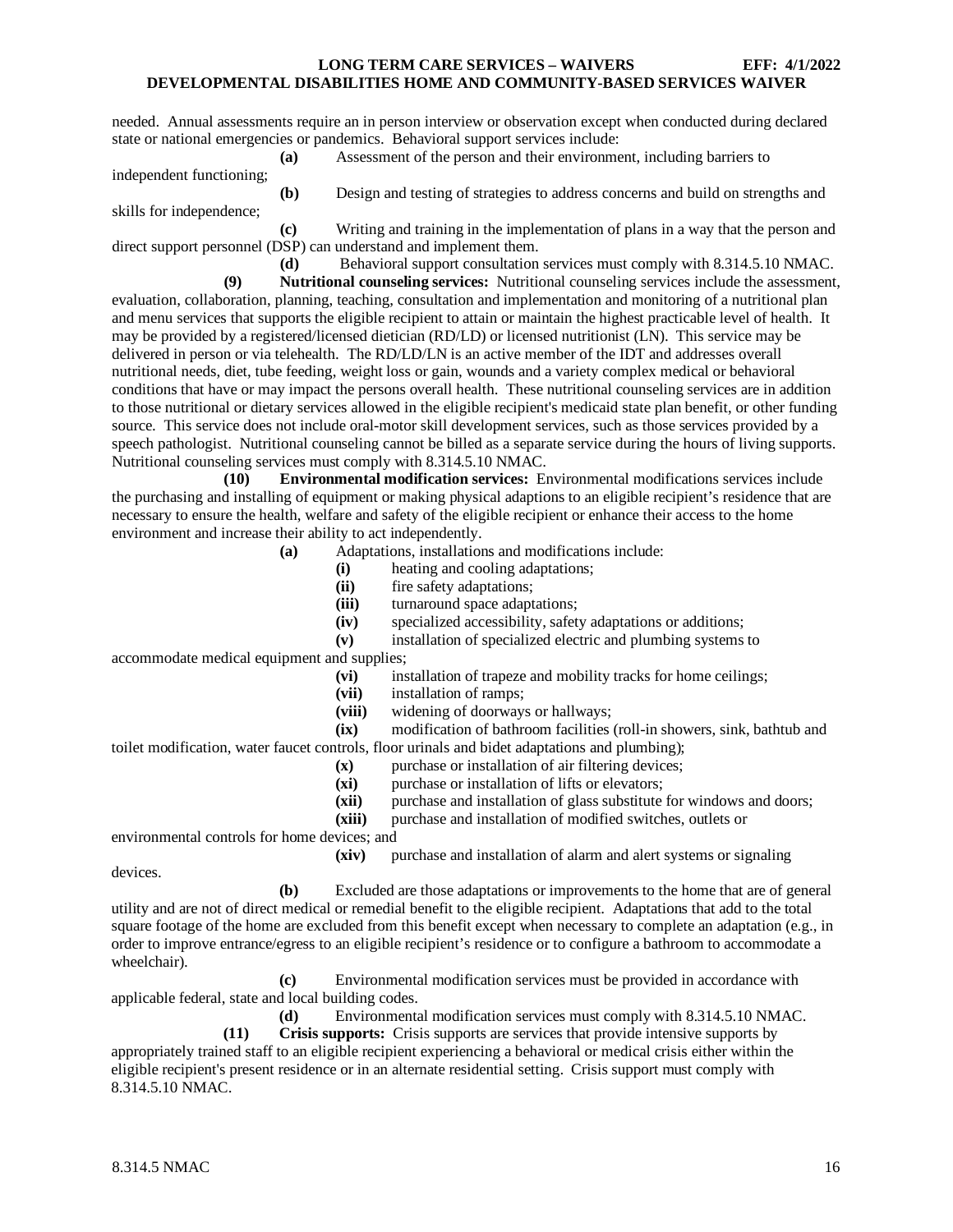needed. Annual assessments require an in person interview or observation except when conducted during declared state or national emergencies or pandemics. Behavioral support services include:

**(a)** Assessment of the person and their environment, including barriers to independent functioning;

**(b)** Design and testing of strategies to address concerns and build on strengths and skills for independence;

**(c)** Writing and training in the implementation of plans in a way that the person and direct support personnel (DSP) can understand and implement them.

**(d)** Behavioral support consultation services must comply with 8.314.5.10 NMAC.

**(9) Nutritional counseling services:** Nutritional counseling services include the assessment, evaluation, collaboration, planning, teaching, consultation and implementation and monitoring of a nutritional plan and menu services that supports the eligible recipient to attain or maintain the highest practicable level of health. It may be provided by a registered/licensed dietician (RD/LD) or licensed nutritionist (LN). This service may be delivered in person or via telehealth. The RD/LD/LN is an active member of the IDT and addresses overall nutritional needs, diet, tube feeding, weight loss or gain, wounds and a variety complex medical or behavioral conditions that have or may impact the persons overall health. These nutritional counseling services are in addition to those nutritional or dietary services allowed in the eligible recipient's medicaid state plan benefit, or other funding source. This service does not include oral-motor skill development services, such as those services provided by a speech pathologist. Nutritional counseling cannot be billed as a separate service during the hours of living supports. Nutritional counseling services must comply with 8.314.5.10 NMAC.

**(10) Environmental modification services:** Environmental modifications services include the purchasing and installing of equipment or making physical adaptions to an eligible recipient's residence that are necessary to ensure the health, welfare and safety of the eligible recipient or enhance their access to the home environment and increase their ability to act independently.

**(a)** Adaptations, installations and modifications include:

**(i)** heating and cooling adaptations;

**(ii)** fire safety adaptations;

**(iii)** turnaround space adaptations;

**(iv)** specialized accessibility, safety adaptations or additions;

**(v)** installation of specialized electric and plumbing systems to accommodate medical equipment and supplies;

**(vi)** installation of trapeze and mobility tracks for home ceilings;

**(vii)** installation of ramps;

**(viii)** widening of doorways or hallways;

**(ix)** modification of bathroom facilities (roll-in showers, sink, bathtub and toilet modification, water faucet controls, floor urinals and bidet adaptations and plumbing);

**(x)** purchase or installation of air filtering devices;

**(xi)** purchase or installation of lifts or elevators;

**(xii)** purchase and installation of glass substitute for windows and doors;

**(xiii)** purchase and installation of modified switches, outlets or environmental controls for home devices; and

**(xiv)** purchase and installation of alarm and alert systems or signaling devices.

**(b)** Excluded are those adaptations or improvements to the home that are of general utility and are not of direct medical or remedial benefit to the eligible recipient. Adaptations that add to the total square footage of the home are excluded from this benefit except when necessary to complete an adaptation (e.g., in order to improve entrance/egress to an eligible recipient's residence or to configure a bathroom to accommodate a wheelchair).

**(c)** Environmental modification services must be provided in accordance with applicable federal, state and local building codes.

**(d)** Environmental modification services must comply with 8.314.5.10 NMAC.

**(11) Crisis supports:** Crisis supports are services that provide intensive supports by appropriately trained staff to an eligible recipient experiencing a behavioral or medical crisis either within the eligible recipient's present residence or in an alternate residential setting. Crisis support must comply with 8.314.5.10 NMAC.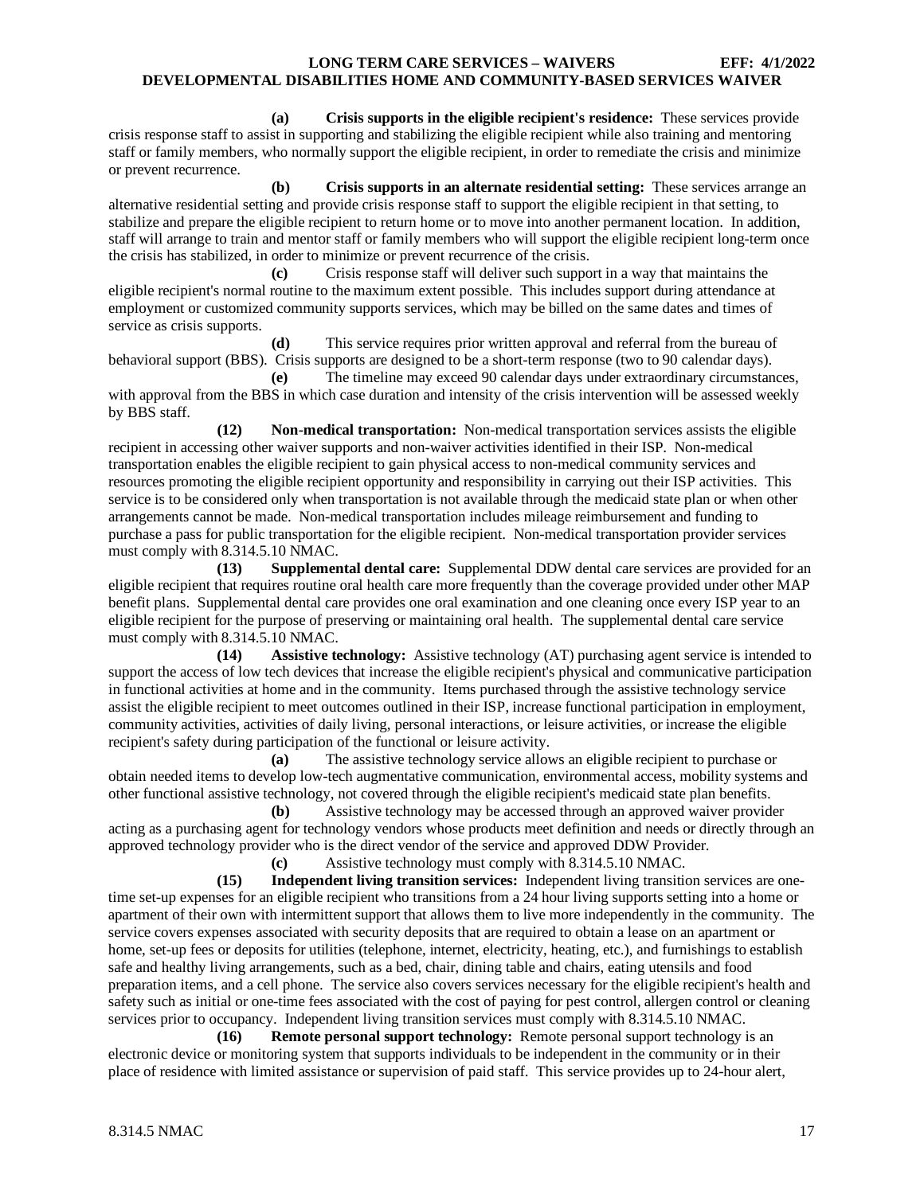**(a)** **Crisis supports in the eligible recipient's residence:** These services provide crisis response staff to assist in supporting and stabilizing the eligible recipient while also training and mentoring staff or family members, who normally support the eligible recipient, in order to remediate the crisis and minimize or prevent recurrence.

**(b)** **Crisis supports in an alternate residential setting:** These services arrange an alternative residential setting and provide crisis response staff to support the eligible recipient in that setting, to stabilize and prepare the eligible recipient to return home or to move into another permanent location. In addition, staff will arrange to train and mentor staff or family members who will support the eligible recipient long-term once the crisis has stabilized, in order to minimize or prevent recurrence of the crisis.

**(c)** Crisis response staff will deliver such support in a way that maintains the eligible recipient's normal routine to the maximum extent possible. This includes support during attendance at employment or customized community supports services, which may be billed on the same dates and times of service as crisis supports.

**(d)** This service requires prior written approval and referral from the bureau of behavioral support (BBS). Crisis supports are designed to be a short-term response (two to 90 calendar days).

**(e)** The timeline may exceed 90 calendar days under extraordinary circumstances, with approval from the BBS in which case duration and intensity of the crisis intervention will be assessed weekly by BBS staff.

**(12)** **Non-medical transportation:** Non-medical transportation services assists the eligible recipient in accessing other waiver supports and non-waiver activities identified in their ISP. Non-medical transportation enables the eligible recipient to gain physical access to non-medical community services and resources promoting the eligible recipient opportunity and responsibility in carrying out their ISP activities. This service is to be considered only when transportation is not available through the medicaid state plan or when other arrangements cannot be made. Non-medical transportation includes mileage reimbursement and funding to purchase a pass for public transportation for the eligible recipient. Non-medical transportation provider services must comply with 8.314.5.10 NMAC.

**(13)** **Supplemental dental care:** Supplemental DDW dental care services are provided for an eligible recipient that requires routine oral health care more frequently than the coverage provided under other MAP benefit plans. Supplemental dental care provides one oral examination and one cleaning once every ISP year to an eligible recipient for the purpose of preserving or maintaining oral health. The supplemental dental care service must comply with 8.314.5.10 NMAC.

**(14)** **Assistive technology:** Assistive technology (AT) purchasing agent service is intended to support the access of low tech devices that increase the eligible recipient's physical and communicative participation in functional activities at home and in the community. Items purchased through the assistive technology service assist the eligible recipient to meet outcomes outlined in their ISP, increase functional participation in employment, community activities, activities of daily living, personal interactions, or leisure activities, or increase the eligible recipient's safety during participation of the functional or leisure activity.

**(a)** The assistive technology service allows an eligible recipient to purchase or obtain needed items to develop low-tech augmentative communication, environmental access, mobility systems and other functional assistive technology, not covered through the eligible recipient's medicaid state plan benefits.

**(b)** Assistive technology may be accessed through an approved waiver provider acting as a purchasing agent for technology vendors whose products meet definition and needs or directly through an approved technology provider who is the direct vendor of the service and approved DDW Provider.

**(c)** Assistive technology must comply with 8.314.5.10 NMAC.

**(15)** **Independent living transition services:** Independent living transition services are one-time set-up expenses for an eligible recipient who transitions from a 24 hour living supports setting into a home or apartment of their own with intermittent support that allows them to live more independently in the community. The service covers expenses associated with security deposits that are required to obtain a lease on an apartment or home, set-up fees or deposits for utilities (telephone, internet, electricity, heating, etc.), and furnishings to establish safe and healthy living arrangements, such as a bed, chair, dining table and chairs, eating utensils and food preparation items, and a cell phone. The service also covers services necessary for the eligible recipient's health and safety such as initial or one-time fees associated with the cost of paying for pest control, allergen control or cleaning services prior to occupancy. Independent living transition services must comply with 8.314.5.10 NMAC.

**(16)** **Remote personal support technology:** Remote personal support technology is an electronic device or monitoring system that supports individuals to be independent in the community or in their place of residence with limited assistance or supervision of paid staff. This service provides up to 24-hour alert,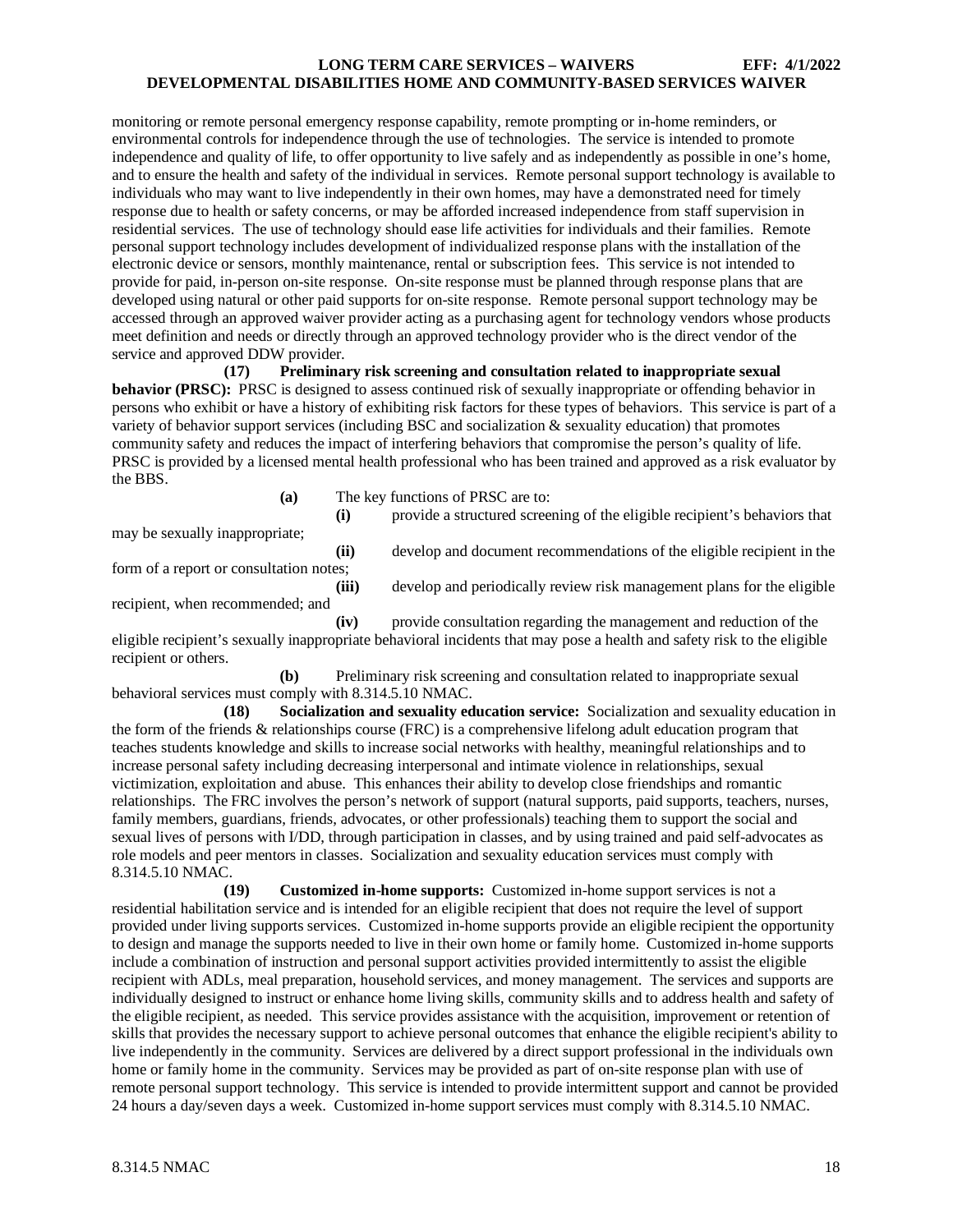monitoring or remote personal emergency response capability, remote prompting or in-home reminders, or environmental controls for independence through the use of technologies. The service is intended to promote independence and quality of life, to offer opportunity to live safely and as independently as possible in one's home, and to ensure the health and safety of the individual in services. Remote personal support technology is available to individuals who may want to live independently in their own homes, may have a demonstrated need for timely response due to health or safety concerns, or may be afforded increased independence from staff supervision in residential services. The use of technology should ease life activities for individuals and their families. Remote personal support technology includes development of individualized response plans with the installation of the electronic device or sensors, monthly maintenance, rental or subscription fees. This service is not intended to provide for paid, in-person on-site response. On-site response must be planned through response plans that are developed using natural or other paid supports for on-site response. Remote personal support technology may be accessed through an approved waiver provider acting as a purchasing agent for technology vendors whose products meet definition and needs or directly through an approved technology provider who is the direct vendor of the service and approved DDW provider.

**(17) Preliminary risk screening and consultation related to inappropriate sexual behavior (PRSC):** PRSC is designed to assess continued risk of sexually inappropriate or offending behavior in persons who exhibit or have a history of exhibiting risk factors for these types of behaviors. This service is part of a variety of behavior support services (including BSC and socialization & sexuality education) that promotes community safety and reduces the impact of interfering behaviors that compromise the person's quality of life. PRSC is provided by a licensed mental health professional who has been trained and approved as a risk evaluator by the BBS.

**(a)** The key functions of PRSC are to:

**(i)** provide a structured screening of the eligible recipient's behaviors that may be sexually inappropriate;

**(ii)** develop and document recommendations of the eligible recipient in the form of a report or consultation notes;

**(iii)** develop and periodically review risk management plans for the eligible recipient, when recommended; and

**(iv)** provide consultation regarding the management and reduction of the eligible recipient's sexually inappropriate behavioral incidents that may pose a health and safety risk to the eligible recipient or others.

**(b)** Preliminary risk screening and consultation related to inappropriate sexual behavioral services must comply with 8.314.5.10 NMAC.

**(18) Socialization and sexuality education service:** Socialization and sexuality education in the form of the friends & relationships course (FRC) is a comprehensive lifelong adult education program that teaches students knowledge and skills to increase social networks with healthy, meaningful relationships and to increase personal safety including decreasing interpersonal and intimate violence in relationships, sexual victimization, exploitation and abuse. This enhances their ability to develop close friendships and romantic relationships. The FRC involves the person's network of support (natural supports, paid supports, teachers, nurses, family members, guardians, friends, advocates, or other professionals) teaching them to support the social and sexual lives of persons with I/DD, through participation in classes, and by using trained and paid self-advocates as role models and peer mentors in classes. Socialization and sexuality education services must comply with 8.314.5.10 NMAC.

**(19) Customized in-home supports:** Customized in-home support services is not a residential habilitation service and is intended for an eligible recipient that does not require the level of support provided under living supports services. Customized in-home supports provide an eligible recipient the opportunity to design and manage the supports needed to live in their own home or family home. Customized in-home supports include a combination of instruction and personal support activities provided intermittently to assist the eligible recipient with ADLs, meal preparation, household services, and money management. The services and supports are individually designed to instruct or enhance home living skills, community skills and to address health and safety of the eligible recipient, as needed. This service provides assistance with the acquisition, improvement or retention of skills that provides the necessary support to achieve personal outcomes that enhance the eligible recipient's ability to live independently in the community. Services are delivered by a direct support professional in the individuals own home or family home in the community. Services may be provided as part of on-site response plan with use of remote personal support technology. This service is intended to provide intermittent support and cannot be provided 24 hours a day/seven days a week. Customized in-home support services must comply with 8.314.5.10 NMAC.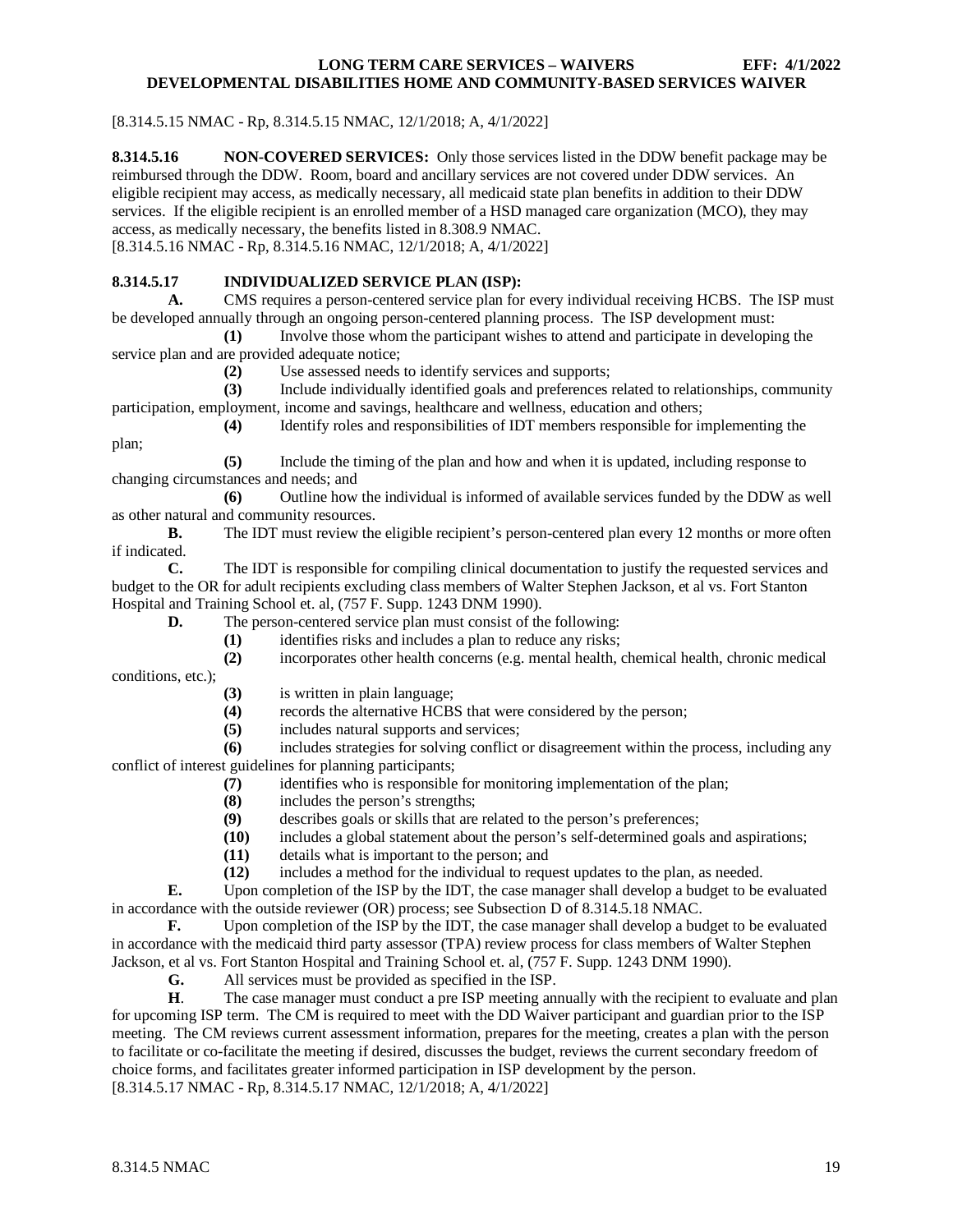[8.314.5.15 NMAC - Rp, 8.314.5.15 NMAC, 12/1/2018; A, 4/1/2022]

**8.314.5.16 NON-COVERED SERVICES:** Only those services listed in the DDW benefit package may be reimbursed through the DDW. Room, board and ancillary services are not covered under DDW services. An eligible recipient may access, as medically necessary, all medicaid state plan benefits in addition to their DDW services. If the eligible recipient is an enrolled member of a HSD managed care organization (MCO), they may access, as medically necessary, the benefits listed in 8.308.9 NMAC.
[8.314.5.16 NMAC - Rp, 8.314.5.16 NMAC, 12/1/2018; A, 4/1/2022]

**8.314.5.17 INDIVIDUALIZED SERVICE PLAN (ISP):**

**A.** CMS requires a person-centered service plan for every individual receiving HCBS. The ISP must be developed annually through an ongoing person-centered planning process. The ISP development must:

**(1)** Involve those whom the participant wishes to attend and participate in developing the service plan and are provided adequate notice;

**(2)** Use assessed needs to identify services and supports;

**(3)** Include individually identified goals and preferences related to relationships, community participation, employment, income and savings, healthcare and wellness, education and others;

**(4)** Identify roles and responsibilities of IDT members responsible for implementing the plan;

**(5)** Include the timing of the plan and how and when it is updated, including response to changing circumstances and needs; and

**(6)** Outline how the individual is informed of available services funded by the DDW as well as other natural and community resources.

**B.** The IDT must review the eligible recipient's person-centered plan every 12 months or more often if indicated.

**C.** The IDT is responsible for compiling clinical documentation to justify the requested services and budget to the OR for adult recipients excluding class members of Walter Stephen Jackson, et al vs. Fort Stanton Hospital and Training School et. al, (757 F. Supp. 1243 DNM 1990).

**D.** The person-centered service plan must consist of the following:

**(1)** identifies risks and includes a plan to reduce any risks;

**(2)** incorporates other health concerns (e.g. mental health, chemical health, chronic medical conditions, etc.);

**(3)** is written in plain language;

**(4)** records the alternative HCBS that were considered by the person;

**(5)** includes natural supports and services;

**(6)** includes strategies for solving conflict or disagreement within the process, including any conflict of interest guidelines for planning participants;

**(7)** identifies who is responsible for monitoring implementation of the plan;

**(8)** includes the person's strengths;

**(9)** describes goals or skills that are related to the person's preferences;

**(10)** includes a global statement about the person's self-determined goals and aspirations;

**(11)** details what is important to the person; and

**(12)** includes a method for the individual to request updates to the plan, as needed.

**E.** Upon completion of the ISP by the IDT, the case manager shall develop a budget to be evaluated in accordance with the outside reviewer (OR) process; see Subsection D of 8.314.5.18 NMAC.

**F.** Upon completion of the ISP by the IDT, the case manager shall develop a budget to be evaluated in accordance with the medicaid third party assessor (TPA) review process for class members of Walter Stephen Jackson, et al vs. Fort Stanton Hospital and Training School et. al, (757 F. Supp. 1243 DNM 1990).

**G.** All services must be provided as specified in the ISP.

**H**. The case manager must conduct a pre ISP meeting annually with the recipient to evaluate and plan for upcoming ISP term. The CM is required to meet with the DD Waiver participant and guardian prior to the ISP meeting. The CM reviews current assessment information, prepares for the meeting, creates a plan with the person to facilitate or co-facilitate the meeting if desired, discusses the budget, reviews the current secondary freedom of choice forms, and facilitates greater informed participation in ISP development by the person.
[8.314.5.17 NMAC - Rp, 8.314.5.17 NMAC, 12/1/2018; A, 4/1/2022]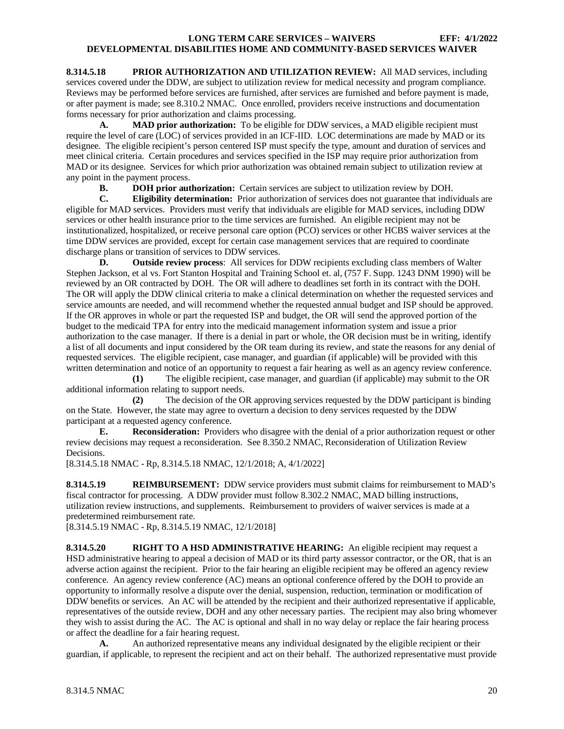**8.314.5.18 PRIOR AUTHORIZATION AND UTILIZATION REVIEW:** All MAD services, including services covered under the DDW, are subject to utilization review for medical necessity and program compliance. Reviews may be performed before services are furnished, after services are furnished and before payment is made, or after payment is made; see 8.310.2 NMAC. Once enrolled, providers receive instructions and documentation forms necessary for prior authorization and claims processing.

**A. MAD prior authorization:** To be eligible for DDW services, a MAD eligible recipient must require the level of care (LOC) of services provided in an ICF-IID. LOC determinations are made by MAD or its designee. The eligible recipient's person centered ISP must specify the type, amount and duration of services and meet clinical criteria. Certain procedures and services specified in the ISP may require prior authorization from MAD or its designee. Services for which prior authorization was obtained remain subject to utilization review at any point in the payment process.

**B. DOH prior authorization:** Certain services are subject to utilization review by DOH.

**C. Eligibility determination:** Prior authorization of services does not guarantee that individuals are eligible for MAD services. Providers must verify that individuals are eligible for MAD services, including DDW services or other health insurance prior to the time services are furnished. An eligible recipient may not be institutionalized, hospitalized, or receive personal care option (PCO) services or other HCBS waiver services at the time DDW services are provided, except for certain case management services that are required to coordinate discharge plans or transition of services to DDW services.

**D. Outside review process**: All services for DDW recipients excluding class members of Walter Stephen Jackson, et al vs. Fort Stanton Hospital and Training School et. al, (757 F. Supp. 1243 DNM 1990) will be reviewed by an OR contracted by DOH. The OR will adhere to deadlines set forth in its contract with the DOH. The OR will apply the DDW clinical criteria to make a clinical determination on whether the requested services and service amounts are needed, and will recommend whether the requested annual budget and ISP should be approved. If the OR approves in whole or part the requested ISP and budget, the OR will send the approved portion of the budget to the medicaid TPA for entry into the medicaid management information system and issue a prior authorization to the case manager. If there is a denial in part or whole, the OR decision must be in writing, identify a list of all documents and input considered by the OR team during its review, and state the reasons for any denial of requested services. The eligible recipient, case manager, and guardian (if applicable) will be provided with this written determination and notice of an opportunity to request a fair hearing as well as an agency review conference.

**(1)** The eligible recipient, case manager, and guardian (if applicable) may submit to the OR additional information relating to support needs.

**(2)** The decision of the OR approving services requested by the DDW participant is binding on the State. However, the state may agree to overturn a decision to deny services requested by the DDW participant at a requested agency conference.

**E. Reconsideration:** Providers who disagree with the denial of a prior authorization request or other review decisions may request a reconsideration. See 8.350.2 NMAC, Reconsideration of Utilization Review Decisions.

[8.314.5.18 NMAC - Rp, 8.314.5.18 NMAC, 12/1/2018; A, 4/1/2022]

**8.314.5.19 REIMBURSEMENT:** DDW service providers must submit claims for reimbursement to MAD's fiscal contractor for processing. A DDW provider must follow 8.302.2 NMAC, MAD billing instructions, utilization review instructions, and supplements. Reimbursement to providers of waiver services is made at a predetermined reimbursement rate.

[8.314.5.19 NMAC - Rp, 8.314.5.19 NMAC, 12/1/2018]

**8.314.5.20 RIGHT TO A HSD ADMINISTRATIVE HEARING:** An eligible recipient may request a HSD administrative hearing to appeal a decision of MAD or its third party assessor contractor, or the OR, that is an adverse action against the recipient. Prior to the fair hearing an eligible recipient may be offered an agency review conference. An agency review conference (AC) means an optional conference offered by the DOH to provide an opportunity to informally resolve a dispute over the denial, suspension, reduction, termination or modification of DDW benefits or services. An AC will be attended by the recipient and their authorized representative if applicable, representatives of the outside review, DOH and any other necessary parties. The recipient may also bring whomever they wish to assist during the AC. The AC is optional and shall in no way delay or replace the fair hearing process or affect the deadline for a fair hearing request.

**A.** An authorized representative means any individual designated by the eligible recipient or their guardian, if applicable, to represent the recipient and act on their behalf. The authorized representative must provide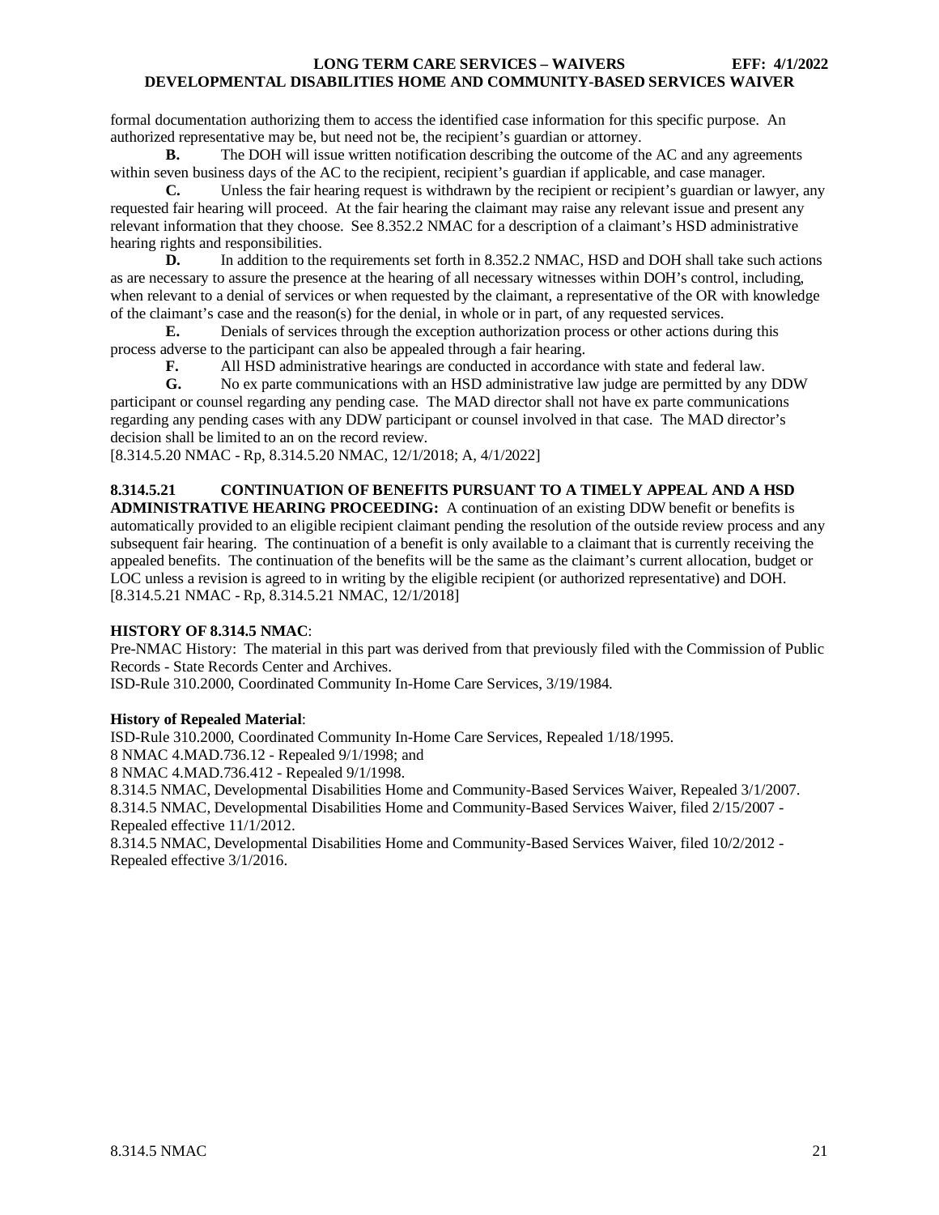formal documentation authorizing them to access the identified case information for this specific purpose. An authorized representative may be, but need not be, the recipient's guardian or attorney.

**B.** The DOH will issue written notification describing the outcome of the AC and any agreements within seven business days of the AC to the recipient, recipient's guardian if applicable, and case manager.

**C.** Unless the fair hearing request is withdrawn by the recipient or recipient's guardian or lawyer, any requested fair hearing will proceed. At the fair hearing the claimant may raise any relevant issue and present any relevant information that they choose. See 8.352.2 NMAC for a description of a claimant's HSD administrative hearing rights and responsibilities.

**D.** In addition to the requirements set forth in 8.352.2 NMAC, HSD and DOH shall take such actions as are necessary to assure the presence at the hearing of all necessary witnesses within DOH's control, including, when relevant to a denial of services or when requested by the claimant, a representative of the OR with knowledge of the claimant's case and the reason(s) for the denial, in whole or in part, of any requested services.

**E.** Denials of services through the exception authorization process or other actions during this process adverse to the participant can also be appealed through a fair hearing.

**F.** All HSD administrative hearings are conducted in accordance with state and federal law.

**G.** No ex parte communications with an HSD administrative law judge are permitted by any DDW participant or counsel regarding any pending case. The MAD director shall not have ex parte communications regarding any pending cases with any DDW participant or counsel involved in that case. The MAD director's decision shall be limited to an on the record review.

[8.314.5.20 NMAC - Rp, 8.314.5.20 NMAC, 12/1/2018; A, 4/1/2022]

**8.314.5.21 CONTINUATION OF BENEFITS PURSUANT TO A TIMELY APPEAL AND A HSD ADMINISTRATIVE HEARING PROCEEDING:** A continuation of an existing DDW benefit or benefits is automatically provided to an eligible recipient claimant pending the resolution of the outside review process and any subsequent fair hearing. The continuation of a benefit is only available to a claimant that is currently receiving the appealed benefits. The continuation of the benefits will be the same as the claimant's current allocation, budget or LOC unless a revision is agreed to in writing by the eligible recipient (or authorized representative) and DOH.

[8.314.5.21 NMAC - Rp, 8.314.5.21 NMAC, 12/1/2018]

**HISTORY OF 8.314.5 NMAC**:

Pre-NMAC History: The material in this part was derived from that previously filed with the Commission of Public Records - State Records Center and Archives.

ISD-Rule 310.2000, Coordinated Community In-Home Care Services, 3/19/1984.

**History of Repealed Material**:

ISD-Rule 310.2000, Coordinated Community In-Home Care Services, Repealed 1/18/1995.

8 NMAC 4.MAD.736.12 - Repealed 9/1/1998; and

8 NMAC 4.MAD.736.412 - Repealed 9/1/1998.

8.314.5 NMAC, Developmental Disabilities Home and Community-Based Services Waiver, Repealed 3/1/2007.

8.314.5 NMAC, Developmental Disabilities Home and Community-Based Services Waiver, filed 2/15/2007 - Repealed effective 11/1/2012.

8.314.5 NMAC, Developmental Disabilities Home and Community-Based Services Waiver, filed 10/2/2012 - Repealed effective 3/1/2016.